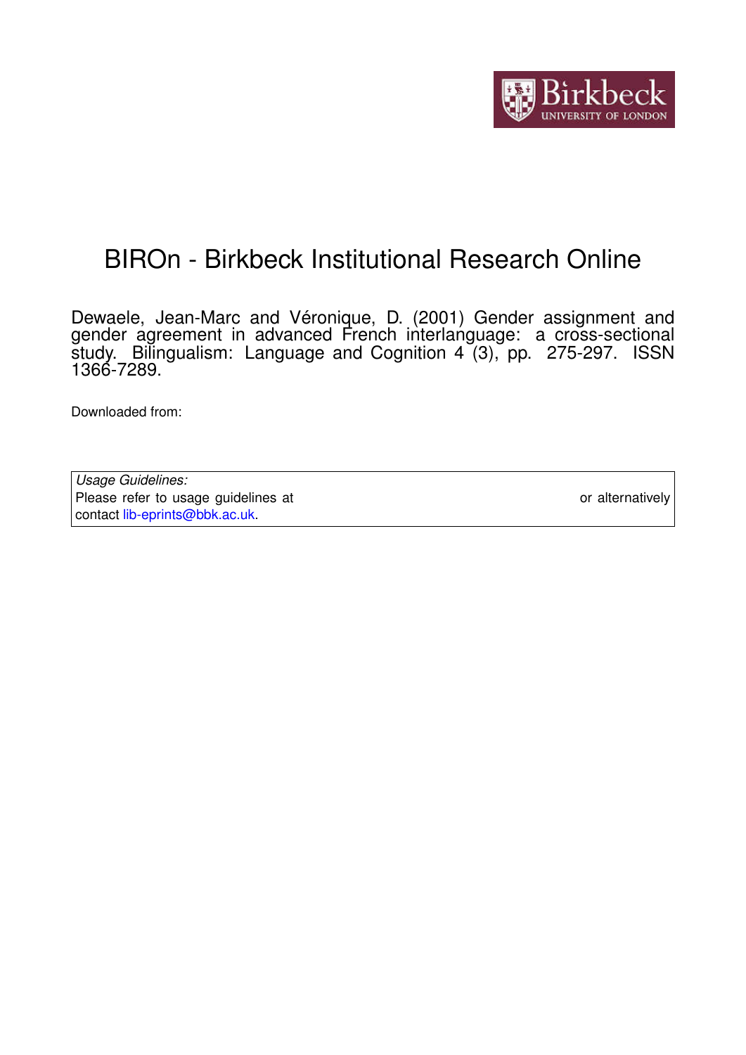# BIROn - Birkbeck Institutional Research Online

Dewaele, Jean-Marc and Véronique, D. (2001) Gender assignment and gender agreement in advanced French interlanguage: a cross-sectional study. Bilingualism: Language and Cognition 4 (3), pp. 275-297. ISSN 1366-7289.

Downloaded from:

*Usage Guidelines:*
Please refer to usage guidelines at or alternatively contact lib-eprints@bbk.ac.uk.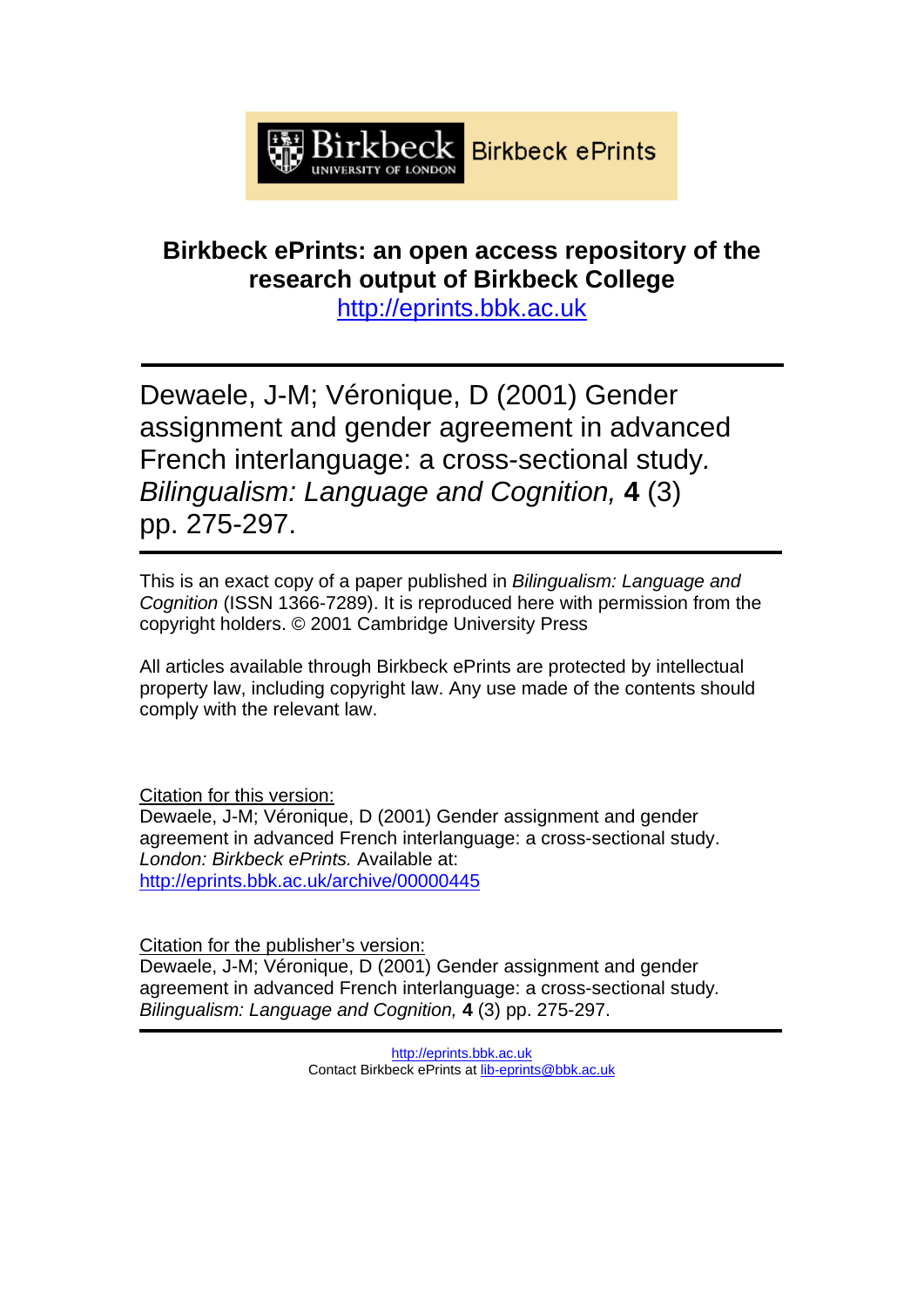Birkbeck | Birkbeck ePrints
UNIVERSITY OF LONDON

**Birkbeck ePrints: an open access repository of the research output of Birkbeck College**

http://eprints.bbk.ac.uk

---

Dewaele, J-M; Véronique, D (2001) Gender assignment and gender agreement in advanced French interlanguage: a cross-sectional study. *Bilingualism: Language and Cognition,* **4** (3) pp. 275-297.

---

This is an exact copy of a paper published in *Bilingualism: Language and Cognition* (ISSN 1366-7289). It is reproduced here with permission from the copyright holders. © 2001 Cambridge University Press

All articles available through Birkbeck ePrints are protected by intellectual property law, including copyright law. Any use made of the contents should comply with the relevant law.

Citation for this version:
Dewaele, J-M; Véronique, D (2001) Gender assignment and gender agreement in advanced French interlanguage: a cross-sectional study. *London: Birkbeck ePrints.* Available at: http://eprints.bbk.ac.uk/archive/00000445

Citation for the publisher's version:
Dewaele, J-M; Véronique, D (2001) Gender assignment and gender agreement in advanced French interlanguage: a cross-sectional study. *Bilingualism: Language and Cognition,* **4** (3) pp. 275-297.

---

http://eprints.bbk.ac.uk
Contact Birkbeck ePrints at lib-eprints@bbk.ac.uk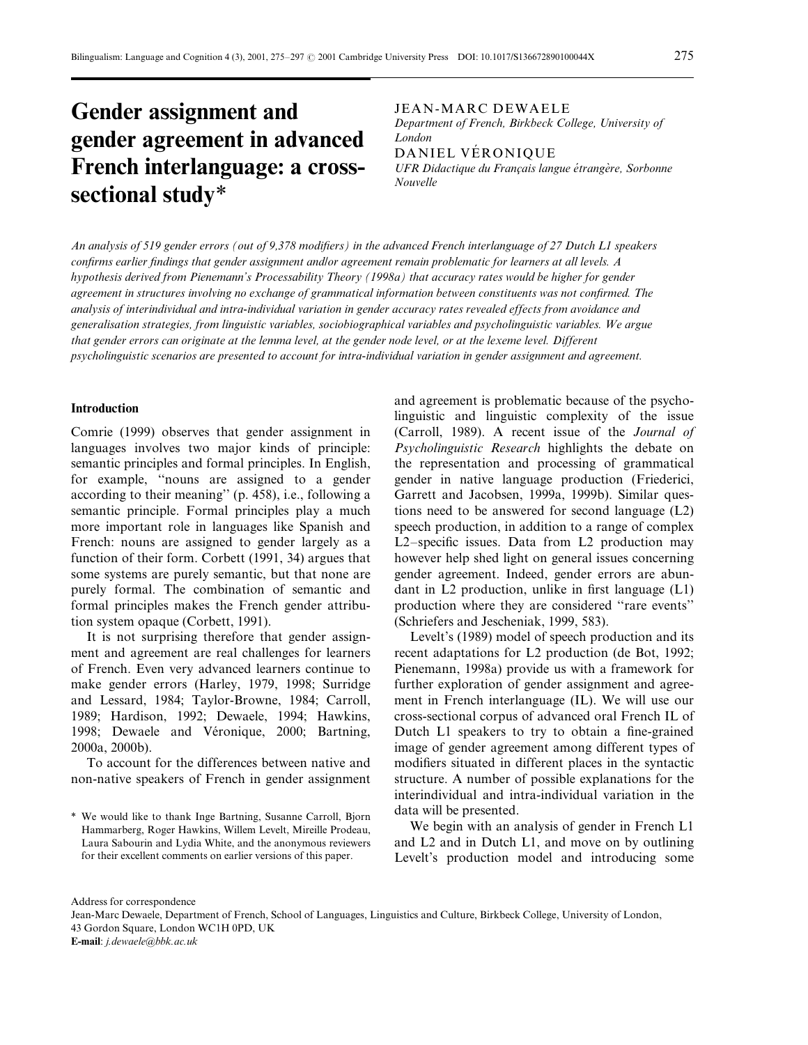# Gender assignment and gender agreement in advanced French interlanguage: a cross-sectional study*

JEAN-MARC DEWAELE
*Department of French, Birkbeck College, University of London*

DANIEL VÉRONIQUE
*UFR Didactique du Français langue étrangère, Sorbonne Nouvelle*

*An analysis of 519 gender errors (out of 9,378 modifiers) in the advanced French interlanguage of 27 Dutch L1 speakers confirms earlier findings that gender assignment and/or agreement remain problematic for learners at all levels. A hypothesis derived from Pienemann's Processability Theory (1998a) that accuracy rates would be higher for gender agreement in structures involving no exchange of grammatical information between constituents was not confirmed. The analysis of interindividual and intra-individual variation in gender accuracy rates revealed effects from avoidance and generalisation strategies, from linguistic variables, sociobiographical variables and psycholinguistic variables. We argue that gender errors can originate at the lemma level, at the gender node level, or at the lexeme level. Different psycholinguistic scenarios are presented to account for intra-individual variation in gender assignment and agreement.*

## Introduction

Comrie (1999) observes that gender assignment in languages involves two major kinds of principle: semantic principles and formal principles. In English, for example, "nouns are assigned to a gender according to their meaning" (p. 458), i.e., following a semantic principle. Formal principles play a much more important role in languages like Spanish and French: nouns are assigned to gender largely as a function of their form. Corbett (1991, 34) argues that some systems are purely semantic, but that none are purely formal. The combination of semantic and formal principles makes the French gender attribution system opaque (Corbett, 1991).

It is not surprising therefore that gender assignment and agreement are real challenges for learners of French. Even very advanced learners continue to make gender errors (Harley, 1979, 1998; Surridge and Lessard, 1984; Taylor-Browne, 1984; Carroll, 1989; Hardison, 1992; Dewaele, 1994; Hawkins, 1998; Dewaele and Véronique, 2000; Bartning, 2000a, 2000b).

To account for the differences between native and non-native speakers of French in gender assignment and agreement is problematic because of the psycholinguistic and linguistic complexity of the issue (Carroll, 1989). A recent issue of the *Journal of Psycholinguistic Research* highlights the debate on the representation and processing of grammatical gender in native language production (Friederici, Garrett and Jacobsen, 1999a, 1999b). Similar questions need to be answered for second language (L2) speech production, in addition to a range of complex L2–specific issues. Data from L2 production may however help shed light on general issues concerning gender agreement. Indeed, gender errors are abundant in L2 production, unlike in first language (L1) production where they are considered "rare events" (Schriefers and Jescheniak, 1999, 583).

Levelt's (1989) model of speech production and its recent adaptations for L2 production (de Bot, 1992; Pienemann, 1998a) provide us with a framework for further exploration of gender assignment and agreement in French interlanguage (IL). We will use our cross-sectional corpus of advanced oral French IL of Dutch L1 speakers to try to obtain a fine-grained image of gender agreement among different types of modifiers situated in different places in the syntactic structure. A number of possible explanations for the interindividual and intra-individual variation in the data will be presented.

We begin with an analysis of gender in French L1 and L2 and in Dutch L1, and move on by outlining Levelt's production model and introducing some

\* We would like to thank Inge Bartning, Susanne Carroll, Bjorn Hammarberg, Roger Hawkins, Willem Levelt, Mireille Prodeau, Laura Sabourin and Lydia White, and the anonymous reviewers for their excellent comments on earlier versions of this paper.

Address for correspondence
Jean-Marc Dewaele, Department of French, School of Languages, Linguistics and Culture, Birkbeck College, University of London, 43 Gordon Square, London WC1H 0PD, UK
**E-mail**: *j.dewaele@bbk.ac.uk*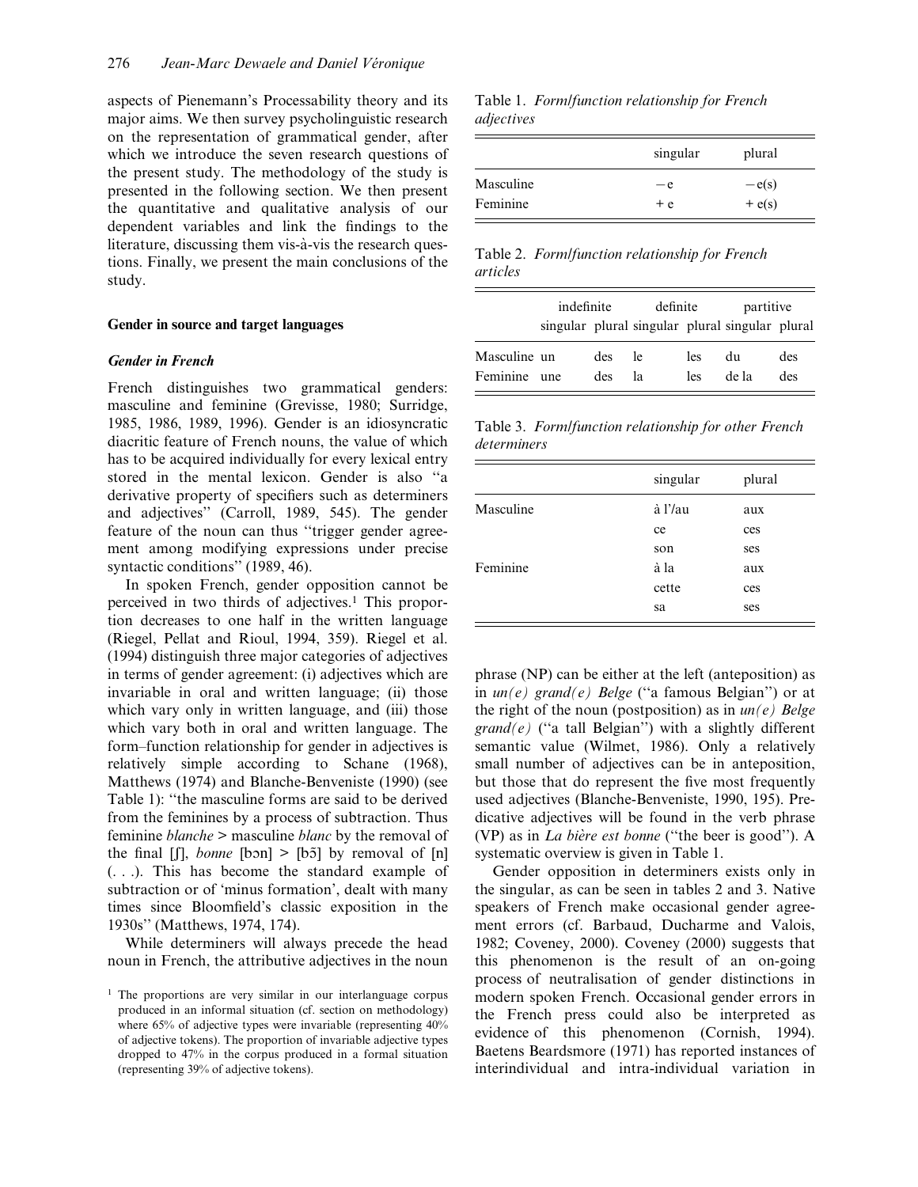aspects of Pienemann's Processability theory and its major aims. We then survey psycholinguistic research on the representation of grammatical gender, after which we introduce the seven research questions of the present study. The methodology of the study is presented in the following section. We then present the quantitative and qualitative analysis of our dependent variables and link the findings to the literature, discussing them vis-à-vis the research questions. Finally, we present the main conclusions of the study.

## Gender in source and target languages

### *Gender in French*

French distinguishes two grammatical genders: masculine and feminine (Grevisse, 1980; Surridge, 1985, 1986, 1989, 1996). Gender is an idiosyncratic diacritic feature of French nouns, the value of which has to be acquired individually for every lexical entry stored in the mental lexicon. Gender is also "a derivative property of specifiers such as determiners and adjectives" (Carroll, 1989, 545). The gender feature of the noun can thus "trigger gender agreement among modifying expressions under precise syntactic conditions" (1989, 46).

In spoken French, gender opposition cannot be perceived in two thirds of adjectives.[1] This proportion decreases to one half in the written language (Riegel, Pellat and Rioul, 1994, 359). Riegel et al. (1994) distinguish three major categories of adjectives in terms of gender agreement: (i) adjectives which are invariable in oral and written language; (ii) those which vary only in written language, and (iii) those which vary both in oral and written language. The form–function relationship for gender in adjectives is relatively simple according to Schane (1968), Matthews (1974) and Blanche-Benveniste (1990) (see Table 1): "the masculine forms are said to be derived from the feminines by a process of subtraction. Thus feminine *blanche* > masculine *blanc* by the removal of the final [ʃ], *bonne* [bɔn] > [bɔ̃] by removal of [n] (. . .). This has become the standard example of subtraction or of 'minus formation', dealt with many times since Bloomfield's classic exposition in the 1930s" (Matthews, 1974, 174).

While determiners will always precede the head noun in French, the attributive adjectives in the noun phrase (NP) can be either at the left (anteposition) as in *un(e) grand(e) Belge* ("a famous Belgian") or at the right of the noun (postposition) as in *un(e) Belge grand(e)* ("a tall Belgian") with a slightly different semantic value (Wilmet, 1986). Only a relatively small number of adjectives can be in anteposition, but those that do represent the five most frequently used adjectives (Blanche-Benveniste, 1990, 195). Predicative adjectives will be found in the verb phrase (VP) as in *La bière est bonne* ("the beer is good"). A systematic overview is given in Table 1.

Table 1. *Form/function relationship for French adjectives*

| | singular | plural |
|---|---|---|
| Masculine | − e | − e(s) |
| Feminine | + e | + e(s) |

Table 2. *Form/function relationship for French articles*

| | indefinite | | definite | | partitive | |
|---|---|---|---|---|---|---|
| | singular | plural | singular | plural | singular | plural |
| Masculine | un | des | le | les | du | des |
| Feminine | une | des | la | les | de la | des |

Table 3. *Form/function relationship for other French determiners*

| | singular | plural |
|---|---|---|
| Masculine | à l'/au | aux |
| | ce | ces |
| | son | ses |
| Feminine | à la | aux |
| | cette | ces |
| | sa | ses |

Gender opposition in determiners exists only in the singular, as can be seen in tables 2 and 3. Native speakers of French make occasional gender agreement errors (cf. Barbaud, Ducharme and Valois, 1982; Coveney, 2000). Coveney (2000) suggests that this phenomenon is the result of an on-going process of neutralisation of gender distinctions in modern spoken French. Occasional gender errors in the French press could also be interpreted as evidence of this phenomenon (Cornish, 1994). Baetens Beardsmore (1971) has reported instances of interindividual and intra-individual variation in

[1] The proportions are very similar in our interlanguage corpus produced in an informal situation (cf. section on methodology) where 65% of adjective types were invariable (representing 40% of adjective tokens). The proportion of invariable adjective types dropped to 47% in the corpus produced in a formal situation (representing 39% of adjective tokens).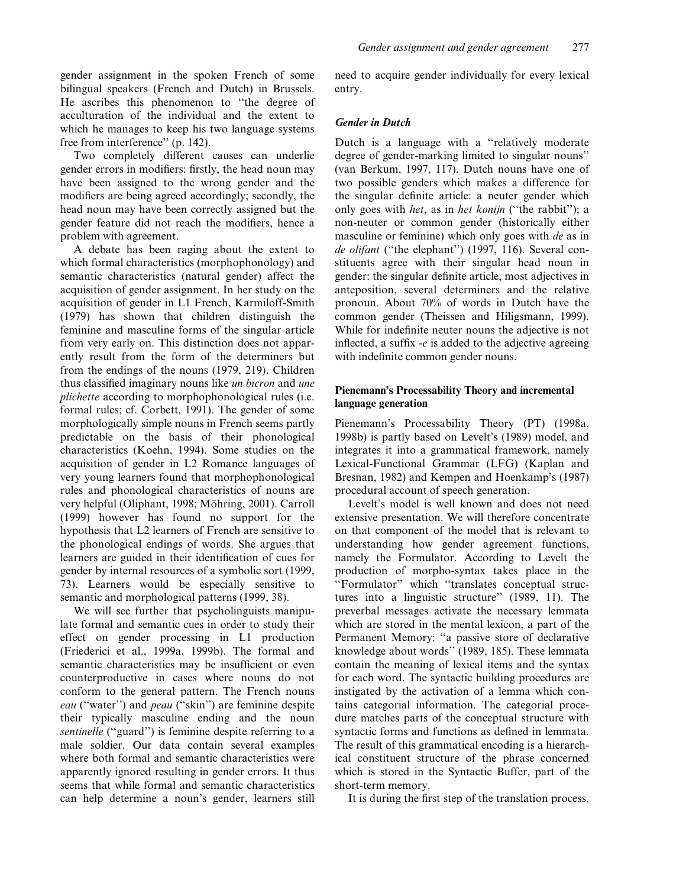gender assignment in the spoken French of some bilingual speakers (French and Dutch) in Brussels. He ascribes this phenomenon to ''the degree of acculturation of the individual and the extent to which he manages to keep his two language systems free from interference'' (p. 142).

Two completely different causes can underlie gender errors in modifiers: firstly, the head noun may have been assigned to the wrong gender and the modifiers are being agreed accordingly; secondly, the head noun may have been correctly assigned but the gender feature did not reach the modifiers, hence a problem with agreement.

A debate has been raging about the extent to which formal characteristics (morphophonology) and semantic characteristics (natural gender) affect the acquisition of gender assignment. In her study on the acquisition of gender in L1 French, Karmiloff-Smith (1979) has shown that children distinguish the feminine and masculine forms of the singular article from very early on. This distinction does not apparently result from the form of the determiners but from the endings of the nouns (1979, 219). Children thus classified imaginary nouns like *un bicron* and *une plichette* according to morphophonological rules (i.e. formal rules; cf. Corbett, 1991). The gender of some morphologically simple nouns in French seems partly predictable on the basis of their phonological characteristics (Koehn, 1994). Some studies on the acquisition of gender in L2 Romance languages of very young learners found that morphophonological rules and phonological characteristics of nouns are very helpful (Oliphant, 1998; Möhring, 2001). Carroll (1999) however has found no support for the hypothesis that L2 learners of French are sensitive to the phonological endings of words. She argues that learners are guided in their identification of cues for gender by internal resources of a symbolic sort (1999, 73). Learners would be especially sensitive to semantic and morphological patterns (1999, 38).

We will see further that psycholinguists manipulate formal and semantic cues in order to study their effect on gender processing in L1 production (Friederici et al., 1999a, 1999b). The formal and semantic characteristics may be insufficient or even counterproductive in cases where nouns do not conform to the general pattern. The French nouns *eau* (''water'') and *peau* (''skin'') are feminine despite their typically masculine ending and the noun *sentinelle* (''guard'') is feminine despite referring to a male soldier. Our data contain several examples where both formal and semantic characteristics were apparently ignored resulting in gender errors. It thus seems that while formal and semantic characteristics can help determine a noun's gender, learners still need to acquire gender individually for every lexical entry.

### *Gender in Dutch*

Dutch is a language with a ''relatively moderate degree of gender-marking limited to singular nouns'' (van Berkum, 1997, 117). Dutch nouns have one of two possible genders which makes a difference for the singular definite article: a neuter gender which only goes with *het*, as in *het konijn* (''the rabbit''); a non-neuter or common gender (historically either masculine or feminine) which only goes with *de* as in *de olifant* (''the elephant'') (1997, 116). Several constituents agree with their singular head noun in gender: the singular definite article, most adjectives in anteposition, several determiners and the relative pronoun. About 70% of words in Dutch have the common gender (Theissen and Hiligsmann, 1999). While for indefinite neuter nouns the adjective is not inflected, a suffix *-e* is added to the adjective agreeing with indefinite common gender nouns.

## Pienemann's Processability Theory and incremental language generation

Pienemann's Processability Theory (PT) (1998a, 1998b) is partly based on Levelt's (1989) model, and integrates it into a grammatical framework, namely Lexical-Functional Grammar (LFG) (Kaplan and Bresnan, 1982) and Kempen and Hoenkamp's (1987) procedural account of speech generation.

Levelt's model is well known and does not need extensive presentation. We will therefore concentrate on that component of the model that is relevant to understanding how gender agreement functions, namely the Formulator. According to Levelt the production of morpho-syntax takes place in the ''Formulator'' which ''translates conceptual structures into a linguistic structure'' (1989, 11). The preverbal messages activate the necessary lemmata which are stored in the mental lexicon, a part of the Permanent Memory: ''a passive store of declarative knowledge about words'' (1989, 185). These lemmata contain the meaning of lexical items and the syntax for each word. The syntactic building procedures are instigated by the activation of a lemma which contains categorial information. The categorial procedure matches parts of the conceptual structure with syntactic forms and functions as defined in lemmata. The result of this grammatical encoding is a hierarchical constituent structure of the phrase concerned which is stored in the Syntactic Buffer, part of the short-term memory.

It is during the first step of the translation process,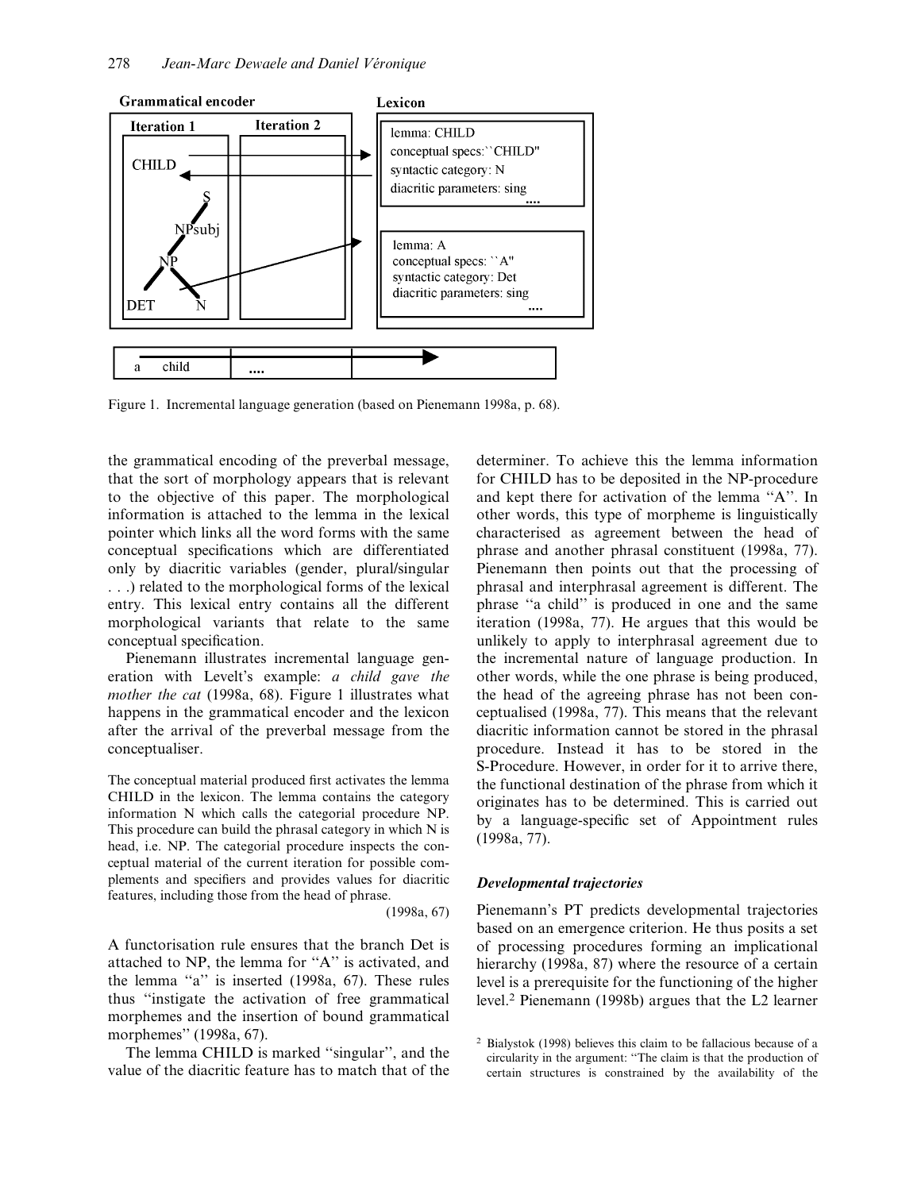Figure 1. Incremental language generation (based on Pienemann 1998a, p. 68).

the grammatical encoding of the preverbal message, that the sort of morphology appears that is relevant to the objective of this paper. The morphological information is attached to the lemma in the lexical pointer which links all the word forms with the same conceptual specifications which are differentiated only by diacritic variables (gender, plural/singular . . .) related to the morphological forms of the lexical entry. This lexical entry contains all the different morphological variants that relate to the same conceptual specification.

Pienemann illustrates incremental language generation with Levelt's example: *a child gave the mother the cat* (1998a, 68). Figure 1 illustrates what happens in the grammatical encoder and the lexicon after the arrival of the preverbal message from the conceptualiser.

> The conceptual material produced first activates the lemma CHILD in the lexicon. The lemma contains the category information N which calls the categorial procedure NP. This procedure can build the phrasal category in which N is head, i.e. NP. The categorial procedure inspects the conceptual material of the current iteration for possible complements and specifiers and provides values for diacritic features, including those from the head of phrase.
> (1998a, 67)

A functorisation rule ensures that the branch Det is attached to NP, the lemma for ''A'' is activated, and the lemma ''a'' is inserted (1998a, 67). These rules thus ''instigate the activation of free grammatical morphemes and the insertion of bound grammatical morphemes'' (1998a, 67).

The lemma CHILD is marked ''singular'', and the value of the diacritic feature has to match that of the determiner. To achieve this the lemma information for CHILD has to be deposited in the NP-procedure and kept there for activation of the lemma ''A''. In other words, this type of morpheme is linguistically characterised as agreement between the head of phrase and another phrasal constituent (1998a, 77). Pienemann then points out that the processing of phrasal and interphrasal agreement is different. The phrase ''a child'' is produced in one and the same iteration (1998a, 77). He argues that this would be unlikely to apply to interphrasal agreement due to the incremental nature of language production. In other words, while the one phrase is being produced, the head of the agreeing phrase has not been conceptualised (1998a, 77). This means that the relevant diacritic information cannot be stored in the phrasal procedure. Instead it has to be stored in the S-Procedure. However, in order for it to arrive there, the functional destination of the phrase from which it originates has to be determined. This is carried out by a language-specific set of Appointment rules (1998a, 77).

### Developmental trajectories

Pienemann's PT predicts developmental trajectories based on an emergence criterion. He thus posits a set of processing procedures forming an implicational hierarchy (1998a, 87) where the resource of a certain level is a prerequisite for the functioning of the higher level.[2] Pienemann (1998b) argues that the L2 learner

[2] Bialystok (1998) believes this claim to be fallacious because of a circularity in the argument: ''The claim is that the production of certain structures is constrained by the availability of the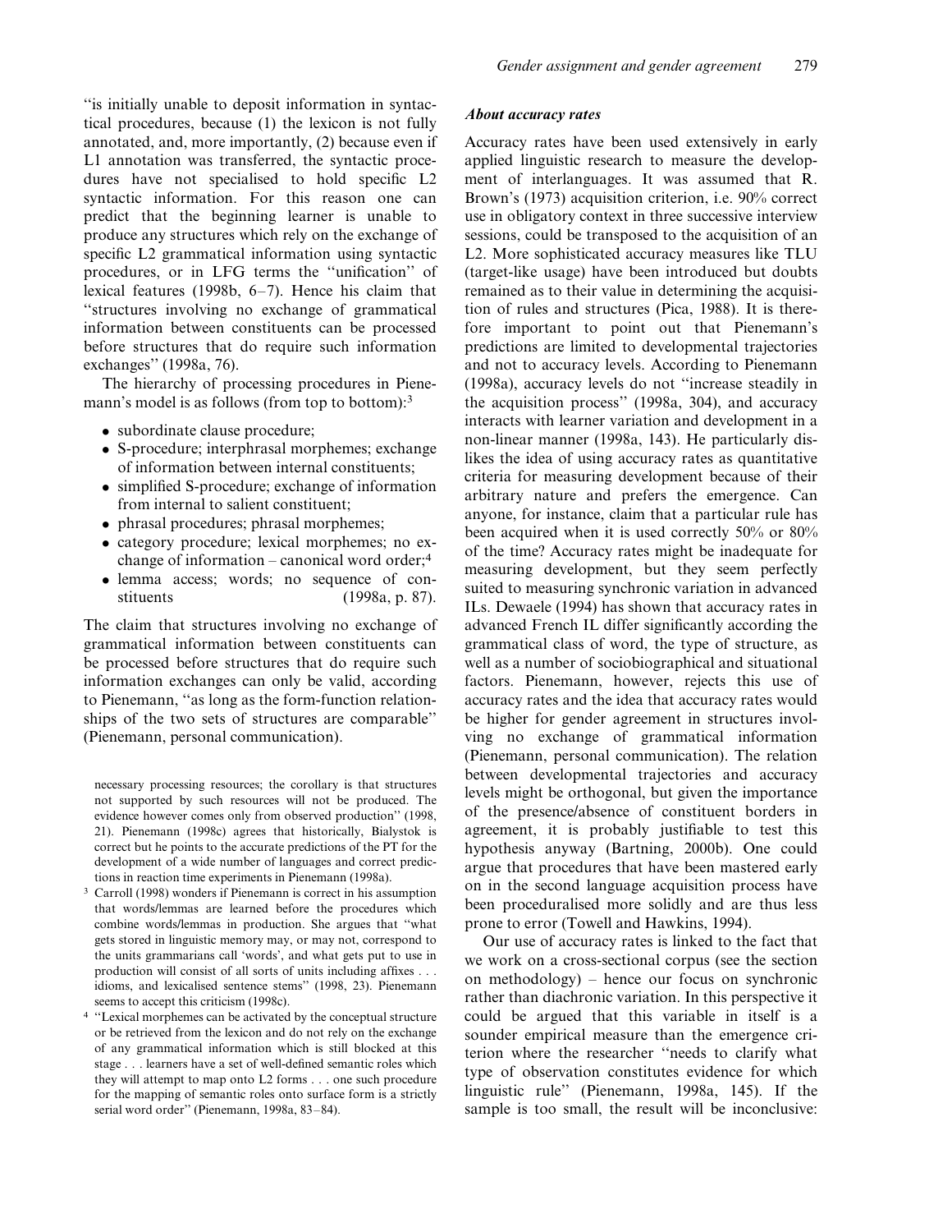"is initially unable to deposit information in syntactical procedures, because (1) the lexicon is not fully annotated, and, more importantly, (2) because even if L1 annotation was transferred, the syntactic procedures have not specialised to hold specific L2 syntactic information. For this reason one can predict that the beginning learner is unable to produce any structures which rely on the exchange of specific L2 grammatical information using syntactic procedures, or in LFG terms the "unification" of lexical features (1998b, 6–7). Hence his claim that "structures involving no exchange of grammatical information between constituents can be processed before structures that do require such information exchanges" (1998a, 76).

The hierarchy of processing procedures in Pienemann's model is as follows (from top to bottom):[3]

- subordinate clause procedure;
- S-procedure; interphrasal morphemes; exchange of information between internal constituents;
- simplified S-procedure; exchange of information from internal to salient constituent;
- phrasal procedures; phrasal morphemes;
- category procedure; lexical morphemes; no exchange of information – canonical word order;[4]
- lemma access; words; no sequence of constituents (1998a, p. 87).

The claim that structures involving no exchange of grammatical information between constituents can be processed before structures that do require such information exchanges can only be valid, according to Pienemann, "as long as the form-function relationships of the two sets of structures are comparable" (Pienemann, personal communication).

necessary processing resources; the corollary is that structures not supported by such resources will not be produced. The evidence however comes only from observed production" (1998, 21). Pienemann (1998c) agrees that historically, Bialystok is correct but he points to the accurate predictions of the PT for the development of a wide number of languages and correct predictions in reaction time experiments in Pienemann (1998a).

[3] Carroll (1998) wonders if Pienemann is correct in his assumption that words/lemmas are learned before the procedures which combine words/lemmas in production. She argues that "what gets stored in linguistic memory may, or may not, correspond to the units grammarians call 'words', and what gets put to use in production will consist of all sorts of units including affixes . . . idioms, and lexicalised sentence stems" (1998, 23). Pienemann seems to accept this criticism (1998c).

[4] "Lexical morphemes can be activated by the conceptual structure or be retrieved from the lexicon and do not rely on the exchange of any grammatical information which is still blocked at this stage . . . learners have a set of well-defined semantic roles which they will attempt to map onto L2 forms . . . one such procedure for the mapping of semantic roles onto surface form is a strictly serial word order" (Pienemann, 1998a, 83–84).

### *About accuracy rates*

Accuracy rates have been used extensively in early applied linguistic research to measure the development of interlanguages. It was assumed that R. Brown's (1973) acquisition criterion, i.e. 90% correct use in obligatory context in three successive interview sessions, could be transposed to the acquisition of an L2. More sophisticated accuracy measures like TLU (target-like usage) have been introduced but doubts remained as to their value in determining the acquisition of rules and structures (Pica, 1988). It is therefore important to point out that Pienemann's predictions are limited to developmental trajectories and not to accuracy levels. According to Pienemann (1998a), accuracy levels do not "increase steadily in the acquisition process" (1998a, 304), and accuracy interacts with learner variation and development in a non-linear manner (1998a, 143). He particularly dislikes the idea of using accuracy rates as quantitative criteria for measuring development because of their arbitrary nature and prefers the emergence. Can anyone, for instance, claim that a particular rule has been acquired when it is used correctly 50% or 80% of the time? Accuracy rates might be inadequate for measuring development, but they seem perfectly suited to measuring synchronic variation in advanced ILs. Dewaele (1994) has shown that accuracy rates in advanced French IL differ significantly according the grammatical class of word, the type of structure, as well as a number of sociobiographical and situational factors. Pienemann, however, rejects this use of accuracy rates and the idea that accuracy rates would be higher for gender agreement in structures involving no exchange of grammatical information (Pienemann, personal communication). The relation between developmental trajectories and accuracy levels might be orthogonal, but given the importance of the presence/absence of constituent borders in agreement, it is probably justifiable to test this hypothesis anyway (Bartning, 2000b). One could argue that procedures that have been mastered early on in the second language acquisition process have been proceduralised more solidly and are thus less prone to error (Towell and Hawkins, 1994).

Our use of accuracy rates is linked to the fact that we work on a cross-sectional corpus (see the section on methodology) – hence our focus on synchronic rather than diachronic variation. In this perspective it could be argued that this variable in itself is a sounder empirical measure than the emergence criterion where the researcher "needs to clarify what type of observation constitutes evidence for which linguistic rule" (Pienemann, 1998a, 145). If the sample is too small, the result will be inconclusive: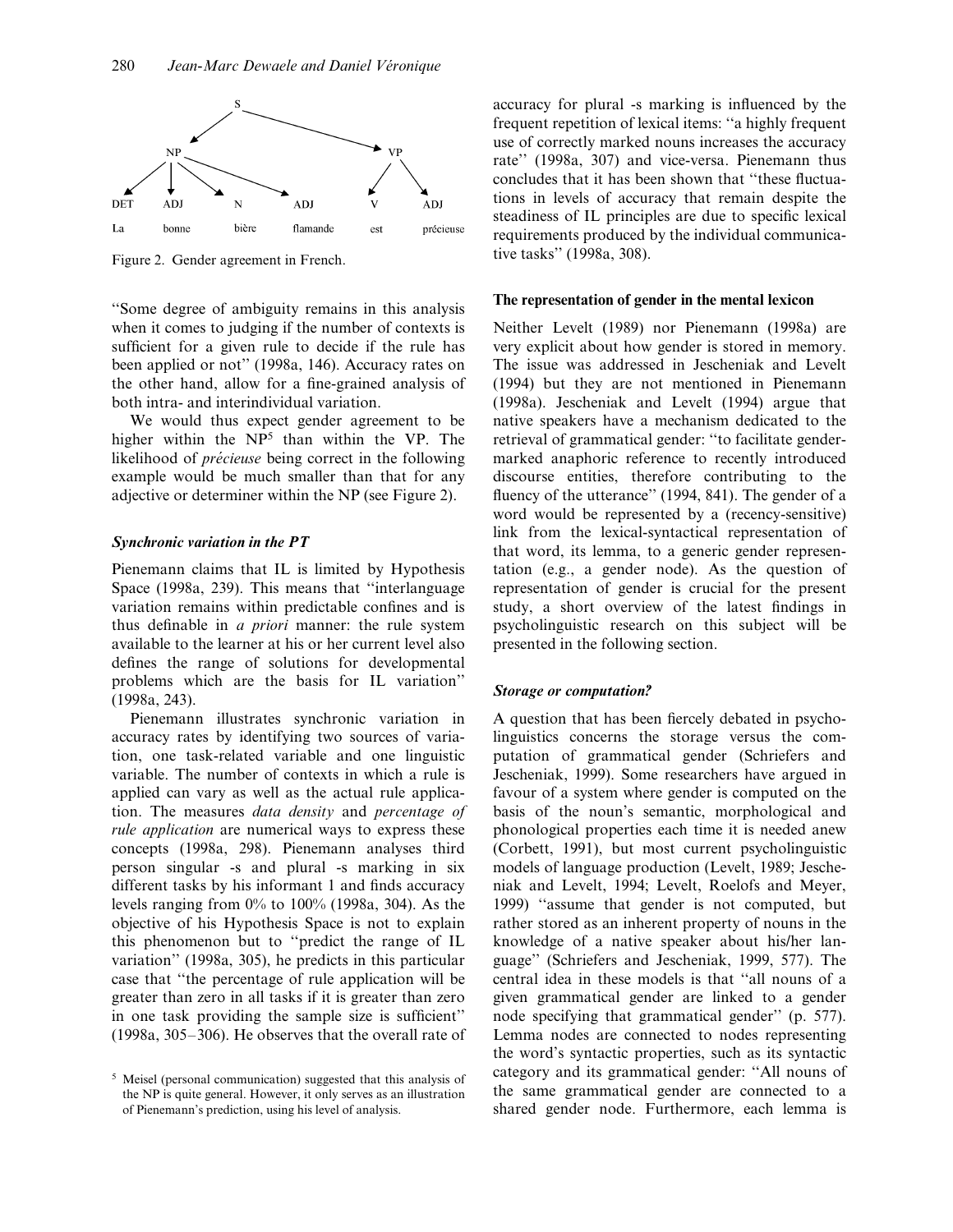Figure 2. Gender agreement in French.

"Some degree of ambiguity remains in this analysis when it comes to judging if the number of contexts is sufficient for a given rule to decide if the rule has been applied or not" (1998a, 146). Accuracy rates on the other hand, allow for a fine-grained analysis of both intra- and interindividual variation.

We would thus expect gender agreement to be higher within the NP[5] than within the VP. The likelihood of *précieuse* being correct in the following example would be much smaller than that for any adjective or determiner within the NP (see Figure 2).

### *Synchronic variation in the PT*

Pienemann claims that IL is limited by Hypothesis Space (1998a, 239). This means that "interlanguage variation remains within predictable confines and is thus definable in *a priori* manner: the rule system available to the learner at his or her current level also defines the range of solutions for developmental problems which are the basis for IL variation" (1998a, 243).

Pienemann illustrates synchronic variation in accuracy rates by identifying two sources of variation, one task-related variable and one linguistic variable. The number of contexts in which a rule is applied can vary as well as the actual rule application. The measures *data density* and *percentage of rule application* are numerical ways to express these concepts (1998a, 298). Pienemann analyses third person singular -s and plural -s marking in six different tasks by his informant 1 and finds accuracy levels ranging from 0% to 100% (1998a, 304). As the objective of his Hypothesis Space is not to explain this phenomenon but to "predict the range of IL variation" (1998a, 305), he predicts in this particular case that "the percentage of rule application will be greater than zero in all tasks if it is greater than zero in one task providing the sample size is sufficient" (1998a, 305–306). He observes that the overall rate of accuracy for plural -s marking is influenced by the frequent repetition of lexical items: "a highly frequent use of correctly marked nouns increases the accuracy rate" (1998a, 307) and vice-versa. Pienemann thus concludes that it has been shown that "these fluctuations in levels of accuracy that remain despite the steadiness of IL principles are due to specific lexical requirements produced by the individual communicative tasks" (1998a, 308).

### The representation of gender in the mental lexicon

Neither Levelt (1989) nor Pienemann (1998a) are very explicit about how gender is stored in memory. The issue was addressed in Jescheniak and Levelt (1994) but they are not mentioned in Pienemann (1998a). Jescheniak and Levelt (1994) argue that native speakers have a mechanism dedicated to the retrieval of grammatical gender: "to facilitate gender-marked anaphoric reference to recently introduced discourse entities, therefore contributing to the fluency of the utterance" (1994, 841). The gender of a word would be represented by a (recency-sensitive) link from the lexical-syntactical representation of that word, its lemma, to a generic gender representation (e.g., a gender node). As the question of representation of gender is crucial for the present study, a short overview of the latest findings in psycholinguistic research on this subject will be presented in the following section.

### *Storage or computation?*

A question that has been fiercely debated in psycholinguistics concerns the storage versus the computation of grammatical gender (Schriefers and Jescheniak, 1999). Some researchers have argued in favour of a system where gender is computed on the basis of the noun's semantic, morphological and phonological properties each time it is needed anew (Corbett, 1991), but most current psycholinguistic models of language production (Levelt, 1989; Jescheniak and Levelt, 1994; Levelt, Roelofs and Meyer, 1999) "assume that gender is not computed, but rather stored as an inherent property of nouns in the knowledge of a native speaker about his/her language" (Schriefers and Jescheniak, 1999, 577). The central idea in these models is that "all nouns of a given grammatical gender are linked to a gender node specifying that grammatical gender" (p. 577). Lemma nodes are connected to nodes representing the word's syntactic properties, such as its syntactic category and its grammatical gender: "All nouns of the same grammatical gender are connected to a shared gender node. Furthermore, each lemma is

[5] Meisel (personal communication) suggested that this analysis of the NP is quite general. However, it only serves as an illustration of Pienemann's prediction, using his level of analysis.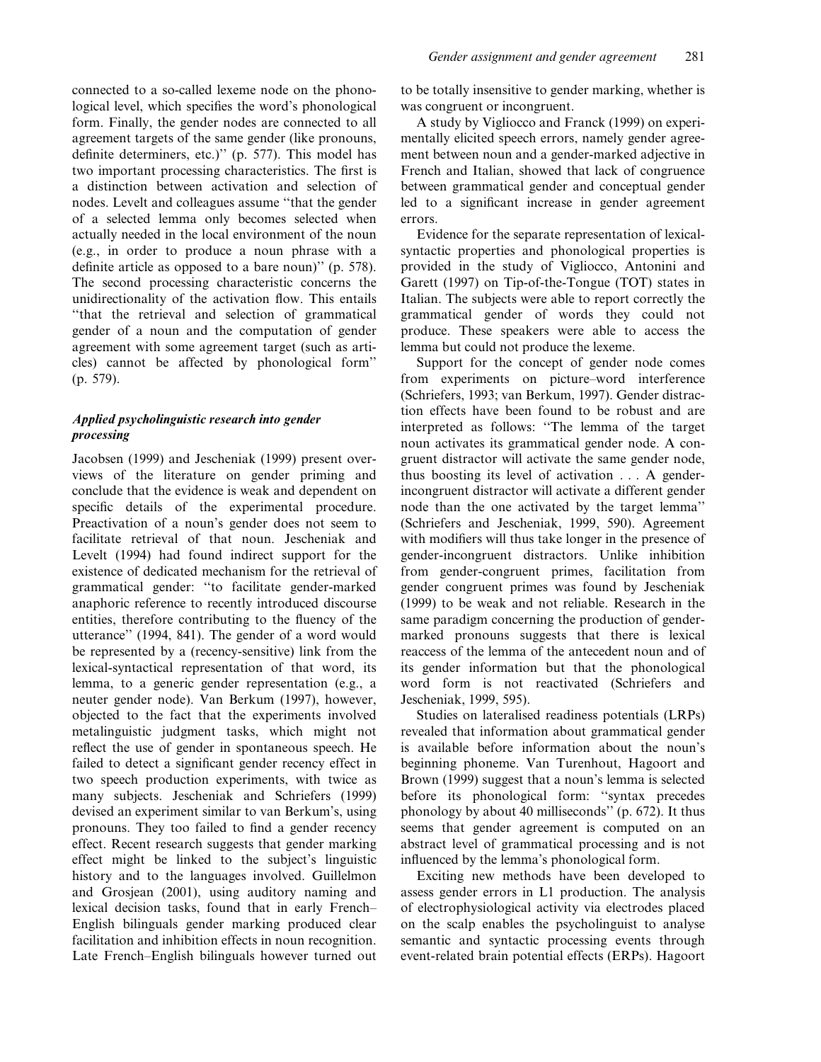connected to a so-called lexeme node on the phonological level, which specifies the word's phonological form. Finally, the gender nodes are connected to all agreement targets of the same gender (like pronouns, definite determiners, etc.)'' (p. 577). This model has two important processing characteristics. The first is a distinction between activation and selection of nodes. Levelt and colleagues assume ''that the gender of a selected lemma only becomes selected when actually needed in the local environment of the noun (e.g., in order to produce a noun phrase with a definite article as opposed to a bare noun)'' (p. 578). The second processing characteristic concerns the unidirectionality of the activation flow. This entails ''that the retrieval and selection of grammatical gender of a noun and the computation of gender agreement with some agreement target (such as articles) cannot be affected by phonological form'' (p. 579).

### *Applied psycholinguistic research into gender processing*

Jacobsen (1999) and Jescheniak (1999) present overviews of the literature on gender priming and conclude that the evidence is weak and dependent on specific details of the experimental procedure. Preactivation of a noun's gender does not seem to facilitate retrieval of that noun. Jescheniak and Levelt (1994) had found indirect support for the existence of dedicated mechanism for the retrieval of grammatical gender: ''to facilitate gender-marked anaphoric reference to recently introduced discourse entities, therefore contributing to the fluency of the utterance'' (1994, 841). The gender of a word would be represented by a (recency-sensitive) link from the lexical-syntactical representation of that word, its lemma, to a generic gender representation (e.g., a neuter gender node). Van Berkum (1997), however, objected to the fact that the experiments involved metalinguistic judgment tasks, which might not reflect the use of gender in spontaneous speech. He failed to detect a significant gender recency effect in two speech production experiments, with twice as many subjects. Jescheniak and Schriefers (1999) devised an experiment similar to van Berkum's, using pronouns. They too failed to find a gender recency effect. Recent research suggests that gender marking effect might be linked to the subject's linguistic history and to the languages involved. Guillelmon and Grosjean (2001), using auditory naming and lexical decision tasks, found that in early French–English bilinguals gender marking produced clear facilitation and inhibition effects in noun recognition. Late French–English bilinguals however turned out to be totally insensitive to gender marking, whether is was congruent or incongruent.

A study by Vigliocco and Franck (1999) on experimentally elicited speech errors, namely gender agreement between noun and a gender-marked adjective in French and Italian, showed that lack of congruence between grammatical gender and conceptual gender led to a significant increase in gender agreement errors.

Evidence for the separate representation of lexical-syntactic properties and phonological properties is provided in the study of Vigliocco, Antonini and Garett (1997) on Tip-of-the-Tongue (TOT) states in Italian. The subjects were able to report correctly the grammatical gender of words they could not produce. These speakers were able to access the lemma but could not produce the lexeme.

Support for the concept of gender node comes from experiments on picture–word interference (Schriefers, 1993; van Berkum, 1997). Gender distraction effects have been found to be robust and are interpreted as follows: ''The lemma of the target noun activates its grammatical gender node. A congruent distractor will activate the same gender node, thus boosting its level of activation . . . A gender-incongruent distractor will activate a different gender node than the one activated by the target lemma'' (Schriefers and Jescheniak, 1999, 590). Agreement with modifiers will thus take longer in the presence of gender-incongruent distractors. Unlike inhibition from gender-congruent primes, facilitation from gender congruent primes was found by Jescheniak (1999) to be weak and not reliable. Research in the same paradigm concerning the production of gender-marked pronouns suggests that there is lexical reaccess of the lemma of the antecedent noun and of its gender information but that the phonological word form is not reactivated (Schriefers and Jescheniak, 1999, 595).

Studies on lateralised readiness potentials (LRPs) revealed that information about grammatical gender is available before information about the noun's beginning phoneme. Van Turenhout, Hagoort and Brown (1999) suggest that a noun's lemma is selected before its phonological form: ''syntax precedes phonology by about 40 milliseconds'' (p. 672). It thus seems that gender agreement is computed on an abstract level of grammatical processing and is not influenced by the lemma's phonological form.

Exciting new methods have been developed to assess gender errors in L1 production. The analysis of electrophysiological activity via electrodes placed on the scalp enables the psycholinguist to analyse semantic and syntactic processing events through event-related brain potential effects (ERPs). Hagoort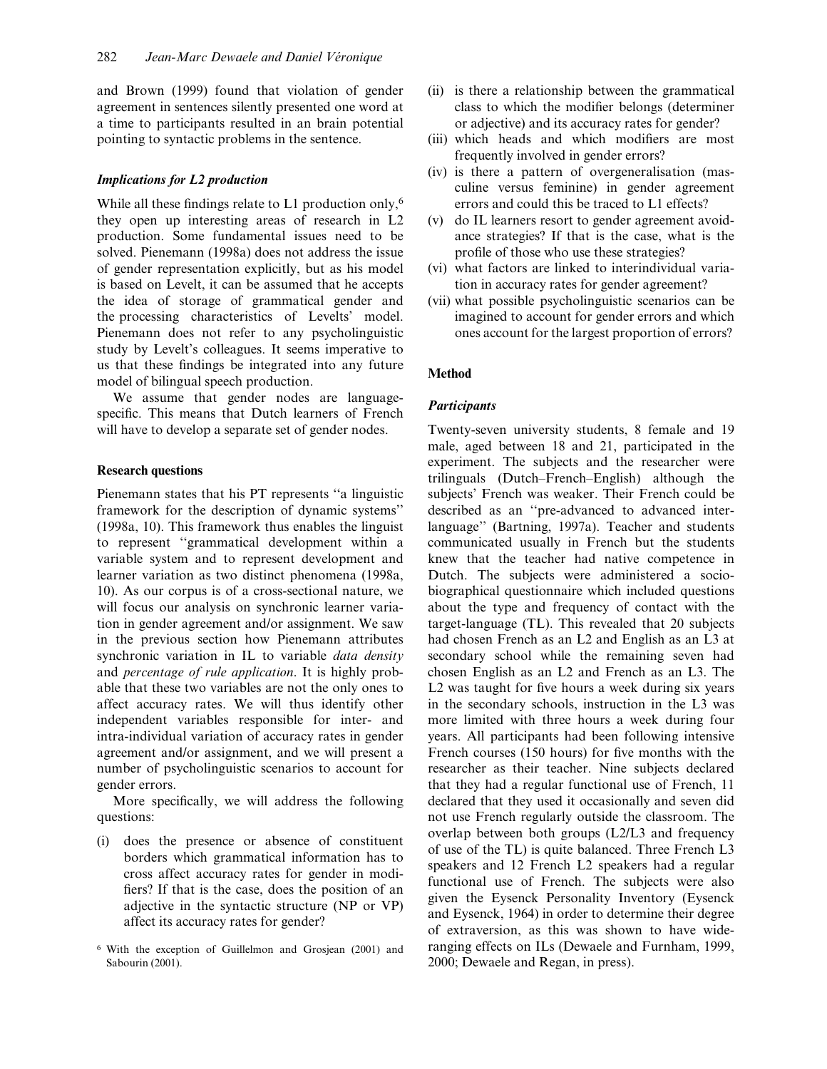and Brown (1999) found that violation of gender agreement in sentences silently presented one word at a time to participants resulted in an brain potential pointing to syntactic problems in the sentence.

### *Implications for L2 production*

While all these findings relate to L1 production only,[6] they open up interesting areas of research in L2 production. Some fundamental issues need to be solved. Pienemann (1998a) does not address the issue of gender representation explicitly, but as his model is based on Levelt, it can be assumed that he accepts the idea of storage of grammatical gender and the processing characteristics of Levelts' model. Pienemann does not refer to any psycholinguistic study by Levelt's colleagues. It seems imperative to us that these findings be integrated into any future model of bilingual speech production.

We assume that gender nodes are language-specific. This means that Dutch learners of French will have to develop a separate set of gender nodes.

## Research questions

Pienemann states that his PT represents ''a linguistic framework for the description of dynamic systems'' (1998a, 10). This framework thus enables the linguist to represent ''grammatical development within a variable system and to represent development and learner variation as two distinct phenomena (1998a, 10). As our corpus is of a cross-sectional nature, we will focus our analysis on synchronic learner variation in gender agreement and/or assignment. We saw in the previous section how Pienemann attributes synchronic variation in IL to variable *data density* and *percentage of rule application*. It is highly probable that these two variables are not the only ones to affect accuracy rates. We will thus identify other independent variables responsible for inter- and intra-individual variation of accuracy rates in gender agreement and/or assignment, and we will present a number of psycholinguistic scenarios to account for gender errors.

More specifically, we will address the following questions:

(i) does the presence or absence of constituent borders which grammatical information has to cross affect accuracy rates for gender in modifiers? If that is the case, does the position of an adjective in the syntactic structure (NP or VP) affect its accuracy rates for gender?
(ii) is there a relationship between the grammatical class to which the modifier belongs (determiner or adjective) and its accuracy rates for gender?
(iii) which heads and which modifiers are most frequently involved in gender errors?
(iv) is there a pattern of overgeneralisation (masculine versus feminine) in gender agreement errors and could this be traced to L1 effects?
(v) do IL learners resort to gender agreement avoidance strategies? If that is the case, what is the profile of those who use these strategies?
(vi) what factors are linked to interindividual variation in accuracy rates for gender agreement?
(vii) what possible psycholinguistic scenarios can be imagined to account for gender errors and which ones account for the largest proportion of errors?

[6] With the exception of Guillelmon and Grosjean (2001) and Sabourin (2001).

## Method

### *Participants*

Twenty-seven university students, 8 female and 19 male, aged between 18 and 21, participated in the experiment. The subjects and the researcher were trilinguals (Dutch–French–English) although the subjects' French was weaker. Their French could be described as an ''pre-advanced to advanced interlanguage'' (Bartning, 1997a). Teacher and students communicated usually in French but the students knew that the teacher had native competence in Dutch. The subjects were administered a socio-biographical questionnaire which included questions about the type and frequency of contact with the target-language (TL). This revealed that 20 subjects had chosen French as an L2 and English as an L3 at secondary school while the remaining seven had chosen English as an L2 and French as an L3. The L2 was taught for five hours a week during six years in the secondary schools, instruction in the L3 was more limited with three hours a week during four years. All participants had been following intensive French courses (150 hours) for five months with the researcher as their teacher. Nine subjects declared that they had a regular functional use of French, 11 declared that they used it occasionally and seven did not use French regularly outside the classroom. The overlap between both groups (L2/L3 and frequency of use of the TL) is quite balanced. Three French L3 speakers and 12 French L2 speakers had a regular functional use of French. The subjects were also given the Eysenck Personality Inventory (Eysenck and Eysenck, 1964) in order to determine their degree of extraversion, as this was shown to have wide-ranging effects on ILs (Dewaele and Furnham, 1999, 2000; Dewaele and Regan, in press).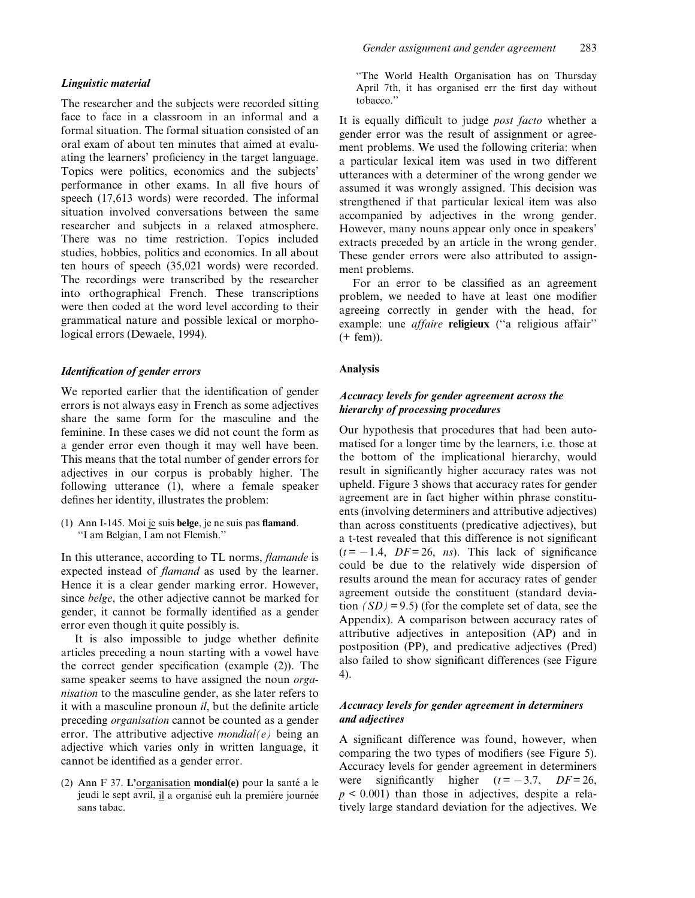### *Linguistic material*

The researcher and the subjects were recorded sitting face to face in a classroom in an informal and a formal situation. The formal situation consisted of an oral exam of about ten minutes that aimed at evaluating the learners' proficiency in the target language. Topics were politics, economics and the subjects' performance in other exams. In all five hours of speech (17,613 words) were recorded. The informal situation involved conversations between the same researcher and subjects in a relaxed atmosphere. There was no time restriction. Topics included studies, hobbies, politics and economics. In all about ten hours of speech (35,021 words) were recorded. The recordings were transcribed by the researcher into orthographical French. These transcriptions were then coded at the word level according to their grammatical nature and possible lexical or morphological errors (Dewaele, 1994).

### *Identification of gender errors*

We reported earlier that the identification of gender errors is not always easy in French as some adjectives share the same form for the masculine and the feminine. In these cases we did not count the form as a gender error even though it may well have been. This means that the total number of gender errors for adjectives in our corpus is probably higher. The following utterance (1), where a female speaker defines her identity, illustrates the problem:

(1) Ann I-145. Moi je suis **belge**, je ne suis pas **flamand**.
"I am Belgian, I am not Flemish."

In this utterance, according to TL norms, *flamande* is expected instead of *flamand* as used by the learner. Hence it is a clear gender marking error. However, since *belge*, the other adjective cannot be marked for gender, it cannot be formally identified as a gender error even though it quite possibly is.

It is also impossible to judge whether definite articles preceding a noun starting with a vowel have the correct gender specification (example (2)). The same speaker seems to have assigned the noun *organisation* to the masculine gender, as she later refers to it with a masculine pronoun *il*, but the definite article preceding *organisation* cannot be counted as a gender error. The attributive adjective *mondial(e)* being an adjective which varies only in written language, it cannot be identified as a gender error.

(2) Ann F 37. **L'**organisation **mondial(e)** pour la santé a le jeudi le sept avril, il a organisé euh la première journée sans tabac.
"The World Health Organisation has on Thursday April 7th, it has organised err the first day without tobacco."

It is equally difficult to judge *post facto* whether a gender error was the result of assignment or agreement problems. We used the following criteria: when a particular lexical item was used in two different utterances with a determiner of the wrong gender we assumed it was wrongly assigned. This decision was strengthened if that particular lexical item was also accompanied by adjectives in the wrong gender. However, many nouns appear only once in speakers' extracts preceded by an article in the wrong gender. These gender errors were also attributed to assignment problems.

For an error to be classified as an agreement problem, we needed to have at least one modifier agreeing correctly in gender with the head, for example: une *affaire* **religieux** ("a religious affair" (+ fem)).

## Analysis

### *Accuracy levels for gender agreement across the hierarchy of processing procedures*

Our hypothesis that procedures that had been automatised for a longer time by the learners, i.e. those at the bottom of the implicational hierarchy, would result in significantly higher accuracy rates was not upheld. Figure 3 shows that accuracy rates for gender agreement are in fact higher within phrase constituents (involving determiners and attributive adjectives) than across constituents (predicative adjectives), but a t-test revealed that this difference is not significant ($t = -1.4$, $DF = 26$, *ns*). This lack of significance could be due to the relatively wide dispersion of results around the mean for accuracy rates of gender agreement outside the constituent (standard deviation $(SD) = 9.5$) (for the complete set of data, see the Appendix). A comparison between accuracy rates of attributive adjectives in anteposition (AP) and in postposition (PP), and predicative adjectives (Pred) also failed to show significant differences (see Figure 4).

### *Accuracy levels for gender agreement in determiners and adjectives*

A significant difference was found, however, when comparing the two types of modifiers (see Figure 5). Accuracy levels for gender agreement in determiners were significantly higher ($t = -3.7$, $DF = 26$, $p < 0.001$) than those in adjectives, despite a relatively large standard deviation for the adjectives. We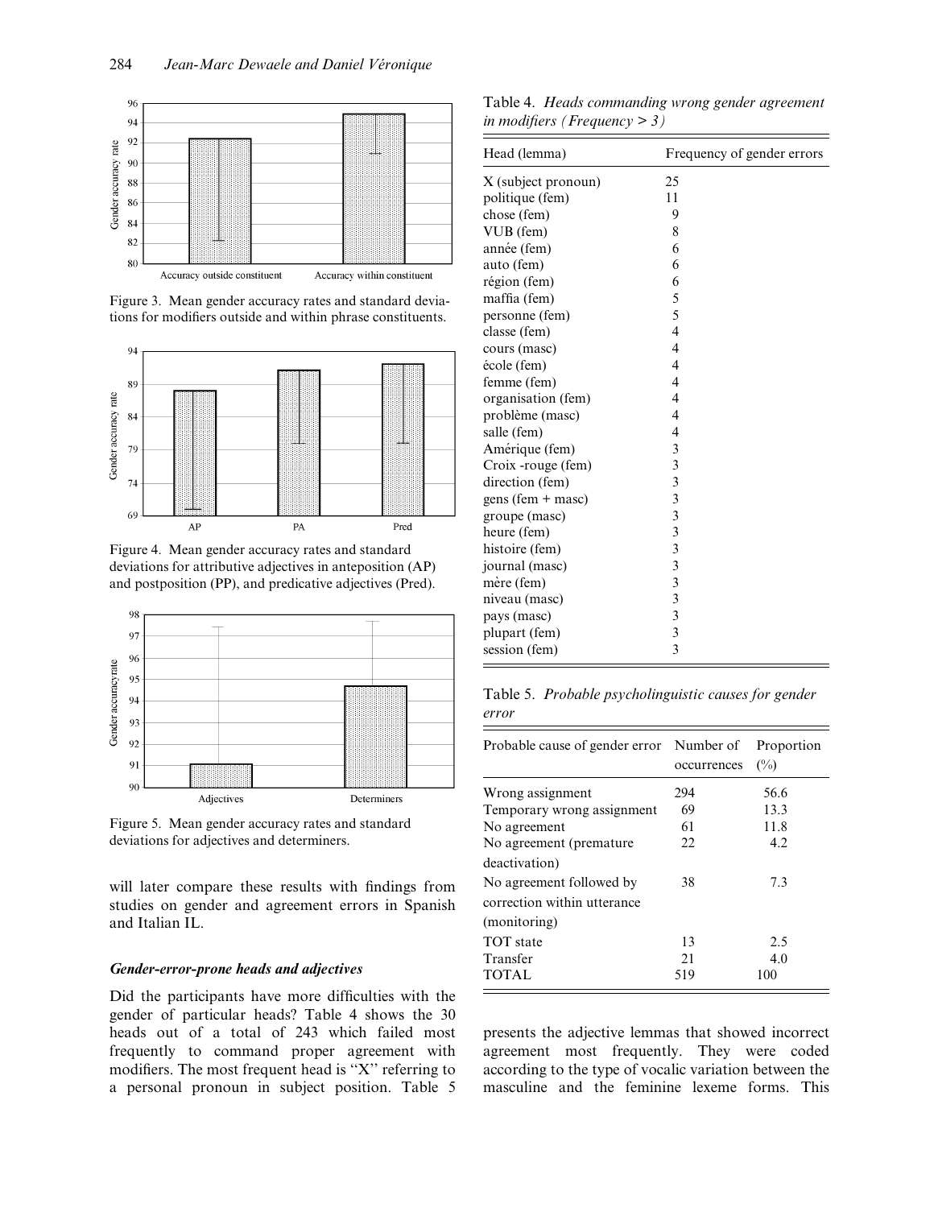Figure 3. Mean gender accuracy rates and standard deviations for modifiers outside and within phrase constituents.

Figure 4. Mean gender accuracy rates and standard deviations for attributive adjectives in anteposition (AP) and postposition (PP), and predicative adjectives (Pred).

Figure 5. Mean gender accuracy rates and standard deviations for adjectives and determiners.

will later compare these results with findings from studies on gender and agreement errors in Spanish and Italian IL.

### *Gender-error-prone heads and adjectives*

Did the participants have more difficulties with the gender of particular heads? Table 4 shows the 30 heads out of a total of 243 which failed most frequently to command proper agreement with modifiers. The most frequent head is "X" referring to a personal pronoun in subject position. Table 5 presents the adjective lemmas that showed incorrect agreement most frequently. They were coded according to the type of vocalic variation between the masculine and the feminine lexeme forms. This

Table 4. *Heads commanding wrong gender agreement in modifiers (Frequency > 3)*

| Head (lemma) | Frequency of gender errors |
|---|---|
| X (subject pronoun) | 25 |
| politique (fem) | 11 |
| chose (fem) | 9 |
| VUB (fem) | 8 |
| année (fem) | 6 |
| auto (fem) | 6 |
| région (fem) | 6 |
| maffia (fem) | 5 |
| personne (fem) | 5 |
| classe (fem) | 4 |
| cours (masc) | 4 |
| école (fem) | 4 |
| femme (fem) | 4 |
| organisation (fem) | 4 |
| problème (masc) | 4 |
| salle (fem) | 4 |
| Amérique (fem) | 3 |
| Croix -rouge (fem) | 3 |
| direction (fem) | 3 |
| gens (fem + masc) | 3 |
| groupe (masc) | 3 |
| heure (fem) | 3 |
| histoire (fem) | 3 |
| journal (masc) | 3 |
| mère (fem) | 3 |
| niveau (masc) | 3 |
| pays (masc) | 3 |
| plupart (fem) | 3 |
| session (fem) | 3 |

Table 5. *Probable psycholinguistic causes for gender error*

| Probable cause of gender error | Number of occurrences | Proportion (%) |
|---|---|---|
| Wrong assignment | 294 | 56.6 |
| Temporary wrong assignment | 69 | 13.3 |
| No agreement | 61 | 11.8 |
| No agreement (premature deactivation) | 22 | 4.2 |
| No agreement followed by correction within utterance (monitoring) | 38 | 7.3 |
| TOT state | 13 | 2.5 |
| Transfer | 21 | 4.0 |
| TOTAL | 519 | 100 |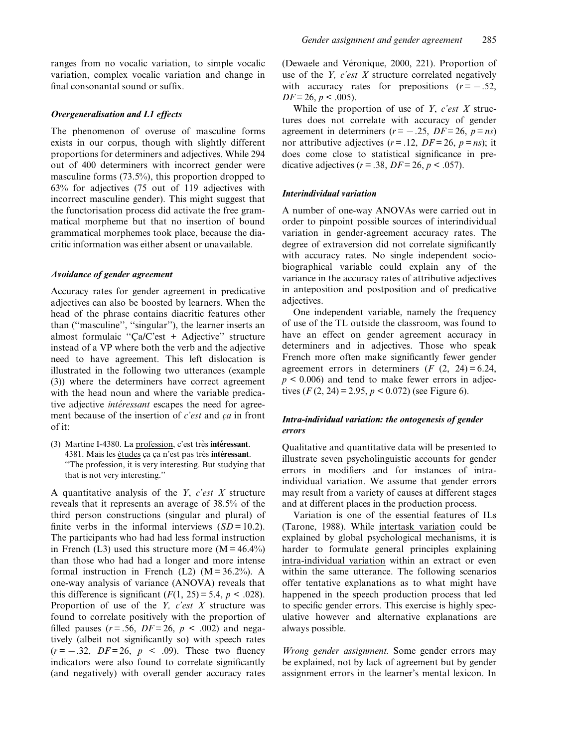ranges from no vocalic variation, to simple vocalic variation, complex vocalic variation and change in final consonantal sound or suffix.

### *Overgeneralisation and L1 effects*

The phenomenon of overuse of masculine forms exists in our corpus, though with slightly different proportions for determiners and adjectives. While 294 out of 400 determiners with incorrect gender were masculine forms (73.5%), this proportion dropped to 63% for adjectives (75 out of 119 adjectives with incorrect masculine gender). This might suggest that the functorisation process did activate the free grammatical morpheme but that no insertion of bound grammatical morphemes took place, because the diacritic information was either absent or unavailable.

### *Avoidance of gender agreement*

Accuracy rates for gender agreement in predicative adjectives can also be boosted by learners. When the head of the phrase contains diacritic features other than (''masculine'', ''singular''), the learner inserts an almost formulaic ''Ça/C'est + Adjective'' structure instead of a VP where both the verb and the adjective need to have agreement. This left dislocation is illustrated in the following two utterances (example (3)) where the determiners have correct agreement with the head noun and where the variable predicative adjective *intéressant* escapes the need for agreement because of the insertion of *c'est* and *ça* in front of it:

(3) Martine I-4380. La profession, c'est très **intéressant**. 4381. Mais les études ça ça n'est pas très **intéressant**. ''The profession, it is very interesting. But studying that that is not very interesting.''

A quantitative analysis of the *Y, c'est X* structure reveals that it represents an average of 38.5% of the third person constructions (singular and plural) of finite verbs in the informal interviews ($SD = 10.2$). The participants who had had less formal instruction in French (L3) used this structure more ($M = 46.4\%$) than those who had had a longer and more intense formal instruction in French (L2) ($M = 36.2\%$). A one-way analysis of variance (ANOVA) reveals that this difference is significant ($F(1, 25) = 5.4$, $p < .028$). Proportion of use of the *Y, c'est X* structure was found to correlate positively with the proportion of filled pauses ($r = .56$, $DF = 26$, $p < .002$) and negatively (albeit not significantly so) with speech rates ($r = -.32$, $DF = 26$, $p < .09$). These two fluency indicators were also found to correlate significantly (and negatively) with overall gender accuracy rates (Dewaele and Véronique, 2000, 221). Proportion of use of the *Y, c'est X* structure correlated negatively with accuracy rates for prepositions ($r = -.52$, $DF = 26$, $p < .005$).

While the proportion of use of *Y, c'est X* structures does not correlate with accuracy of gender agreement in determiners ($r = -.25$, $DF = 26$, $p = ns$) nor attributive adjectives ($r = .12$, $DF = 26$, $p = ns$); it does come close to statistical significance in predicative adjectives ($r = .38$, $DF = 26$, $p < .057$).

### *Interindividual variation*

A number of one-way ANOVAs were carried out in order to pinpoint possible sources of interindividual variation in gender-agreement accuracy rates. The degree of extraversion did not correlate significantly with accuracy rates. No single independent sociobiographical variable could explain any of the variance in the accuracy rates of attributive adjectives in anteposition and postposition and of predicative adjectives.

One independent variable, namely the frequency of use of the TL outside the classroom, was found to have an effect on gender agreement accuracy in determiners and in adjectives. Those who speak French more often make significantly fewer gender agreement errors in determiners ($F\ (2, 24) = 6.24$, $p < 0.006$) and tend to make fewer errors in adjectives ($F\,(2, 24) = 2.95$, $p < 0.072$) (see Figure 6).

### *Intra-individual variation: the ontogenesis of gender errors*

Qualitative and quantitative data will be presented to illustrate seven psycholinguistic accounts for gender errors in modifiers and for instances of intra-individual variation. We assume that gender errors may result from a variety of causes at different stages and at different places in the production process.

Variation is one of the essential features of ILs (Tarone, 1988). While intertask variation could be explained by global psychological mechanisms, it is harder to formulate general principles explaining intra-individual variation within an extract or even within the same utterance. The following scenarios offer tentative explanations as to what might have happened in the speech production process that led to specific gender errors. This exercise is highly speculative however and alternative explanations are always possible.

*Wrong gender assignment.* Some gender errors may be explained, not by lack of agreement but by gender assignment errors in the learner's mental lexicon. In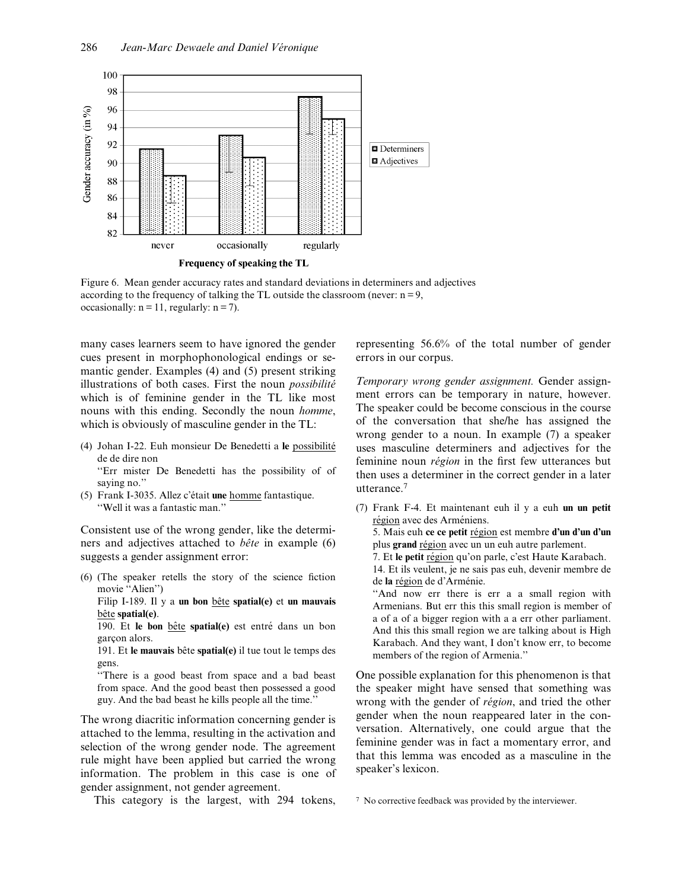Figure 6. Mean gender accuracy rates and standard deviations in determiners and adjectives according to the frequency of talking the TL outside the classroom (never: n = 9, occasionally: n = 11, regularly: n = 7).

many cases learners seem to have ignored the gender cues present in morphophonological endings or semantic gender. Examples (4) and (5) present striking illustrations of both cases. First the noun *possibilité* which is of feminine gender in the TL like most nouns with this ending. Secondly the noun *homme*, which is obviously of masculine gender in the TL:

(4) Johan I-22. Euh monsieur De Benedetti a **le** possibilité de de dire non
"Err mister De Benedetti has the possibility of of saying no."

(5) Frank I-3035. Allez c'était **une** homme fantastique.
"Well it was a fantastic man."

Consistent use of the wrong gender, like the determiners and adjectives attached to *bête* in example (6) suggests a gender assignment error:

(6) (The speaker retells the story of the science fiction movie "Alien")
Filip I-189. Il y a **un bon** bête **spatial(e)** et **un mauvais** bête **spatial(e)**.
190. Et **le bon** bête **spatial(e)** est entré dans un bon garçon alors.
191. Et **le mauvais** bête **spatial(e)** il tue tout le temps des gens.
"There is a good beast from space and a bad beast from space. And the good beast then possessed a good guy. And the bad beast he kills people all the time."

The wrong diacritic information concerning gender is attached to the lemma, resulting in the activation and selection of the wrong gender node. The agreement rule might have been applied but carried the wrong information. The problem in this case is one of gender assignment, not gender agreement.

This category is the largest, with 294 tokens, representing 56.6% of the total number of gender errors in our corpus.

*Temporary wrong gender assignment.* Gender assignment errors can be temporary in nature, however. The speaker could be become conscious in the course of the conversation that she/he has assigned the wrong gender to a noun. In example (7) a speaker uses masculine determiners and adjectives for the feminine noun *région* in the first few utterances but then uses a determiner in the correct gender in a later utterance.[7]

(7) Frank F-4. Et maintenant euh il y a euh **un un petit** région avec des Arméniens.
5. Mais euh **ce ce petit** région est membre **d'un d'un d'un** plus **grand** région avec un un euh autre parlement.
7. Et **le petit** région qu'on parle, c'est Haute Karabach.
14. Et ils veulent, je ne sais pas euh, devenir membre de de **la** région de d'Arménie.
"And now err there is err a a small region with Armenians. But err this this small region is member of a of a of a bigger region with a a err other parliament. And this this small region we are talking about is High Karabach. And they want, I don't know err, to become members of the region of Armenia."

One possible explanation for this phenomenon is that the speaker might have sensed that something was wrong with the gender of *région*, and tried the other gender when the noun reappeared later in the conversation. Alternatively, one could argue that the feminine gender was in fact a momentary error, and that this lemma was encoded as a masculine in the speaker's lexicon.

[7] No corrective feedback was provided by the interviewer.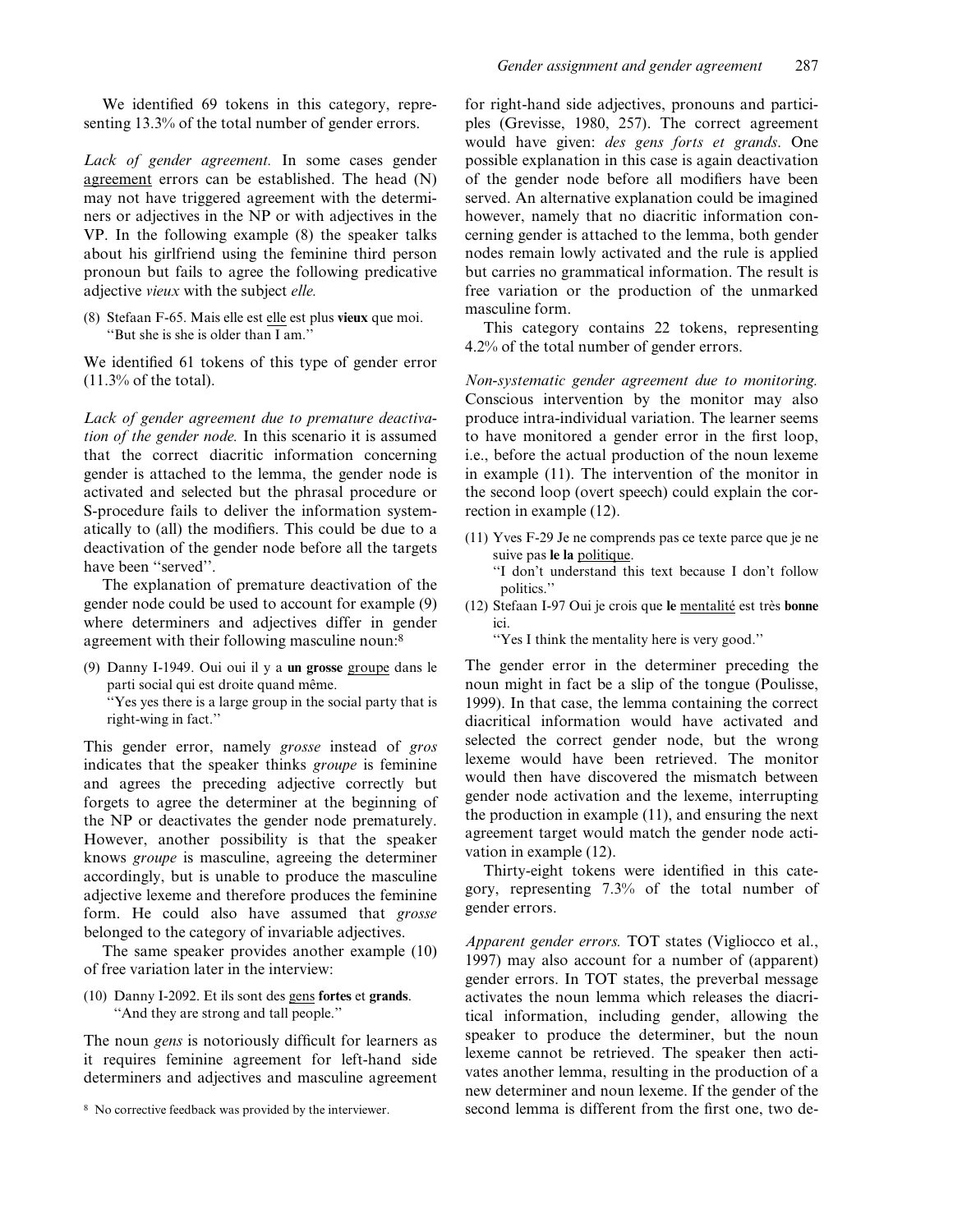We identified 69 tokens in this category, representing 13.3% of the total number of gender errors.

*Lack of gender agreement.* In some cases gender agreement errors can be established. The head (N) may not have triggered agreement with the determiners or adjectives in the NP or with adjectives in the VP. In the following example (8) the speaker talks about his girlfriend using the feminine third person pronoun but fails to agree the following predicative adjective *vieux* with the subject *elle.*

(8) Stefaan F-65. Mais elle est elle est plus **vieux** que moi.
"But she is she is older than I am."

We identified 61 tokens of this type of gender error (11.3% of the total).

*Lack of gender agreement due to premature deactivation of the gender node.* In this scenario it is assumed that the correct diacritic information concerning gender is attached to the lemma, the gender node is activated and selected but the phrasal procedure or S-procedure fails to deliver the information systematically to (all) the modifiers. This could be due to a deactivation of the gender node before all the targets have been "served".

The explanation of premature deactivation of the gender node could be used to account for example (9) where determiners and adjectives differ in gender agreement with their following masculine noun:[8]

(9) Danny I-1949. Oui oui il y a **un grosse** groupe dans le parti social qui est droite quand même.
"Yes yes there is a large group in the social party that is right-wing in fact."

This gender error, namely *grosse* instead of *gros* indicates that the speaker thinks *groupe* is feminine and agrees the preceding adjective correctly but forgets to agree the determiner at the beginning of the NP or deactivates the gender node prematurely. However, another possibility is that the speaker knows *groupe* is masculine, agreeing the determiner accordingly, but is unable to produce the masculine adjective lexeme and therefore produces the feminine form. He could also have assumed that *grosse* belonged to the category of invariable adjectives.

The same speaker provides another example (10) of free variation later in the interview:

(10) Danny I-2092. Et ils sont des gens **fortes** et **grands**.
"And they are strong and tall people."

The noun *gens* is notoriously difficult for learners as it requires feminine agreement for left-hand side determiners and adjectives and masculine agreement for right-hand side adjectives, pronouns and participles (Grevisse, 1980, 257). The correct agreement would have given: *des gens forts et grands*. One possible explanation in this case is again deactivation of the gender node before all modifiers have been served. An alternative explanation could be imagined however, namely that no diacritic information concerning gender is attached to the lemma, both gender nodes remain lowly activated and the rule is applied but carries no grammatical information. The result is free variation or the production of the unmarked masculine form.

This category contains 22 tokens, representing 4.2% of the total number of gender errors.

*Non-systematic gender agreement due to monitoring.* Conscious intervention by the monitor may also produce intra-individual variation. The learner seems to have monitored a gender error in the first loop, i.e., before the actual production of the noun lexeme in example (11). The intervention of the monitor in the second loop (overt speech) could explain the correction in example (12).

(11) Yves F-29 Je ne comprends pas ce texte parce que je ne suive pas **le la** politique.
"I don't understand this text because I don't follow politics."

(12) Stefaan I-97 Oui je crois que **le** mentalité est très **bonne** ici.
"Yes I think the mentality here is very good."

The gender error in the determiner preceding the noun might in fact be a slip of the tongue (Poulisse, 1999). In that case, the lemma containing the correct diacritical information would have activated and selected the correct gender node, but the wrong lexeme would have been retrieved. The monitor would then have discovered the mismatch between gender node activation and the lexeme, interrupting the production in example (11), and ensuring the next agreement target would match the gender node activation in example (12).

Thirty-eight tokens were identified in this category, representing 7.3% of the total number of gender errors.

*Apparent gender errors.* TOT states (Vigliocco et al., 1997) may also account for a number of (apparent) gender errors. In TOT states, the preverbal message activates the noun lemma which releases the diacritical information, including gender, allowing the speaker to produce the determiner, but the noun lexeme cannot be retrieved. The speaker then activates another lemma, resulting in the production of a new determiner and noun lexeme. If the gender of the second lemma is different from the first one, two de-

[8] No corrective feedback was provided by the interviewer.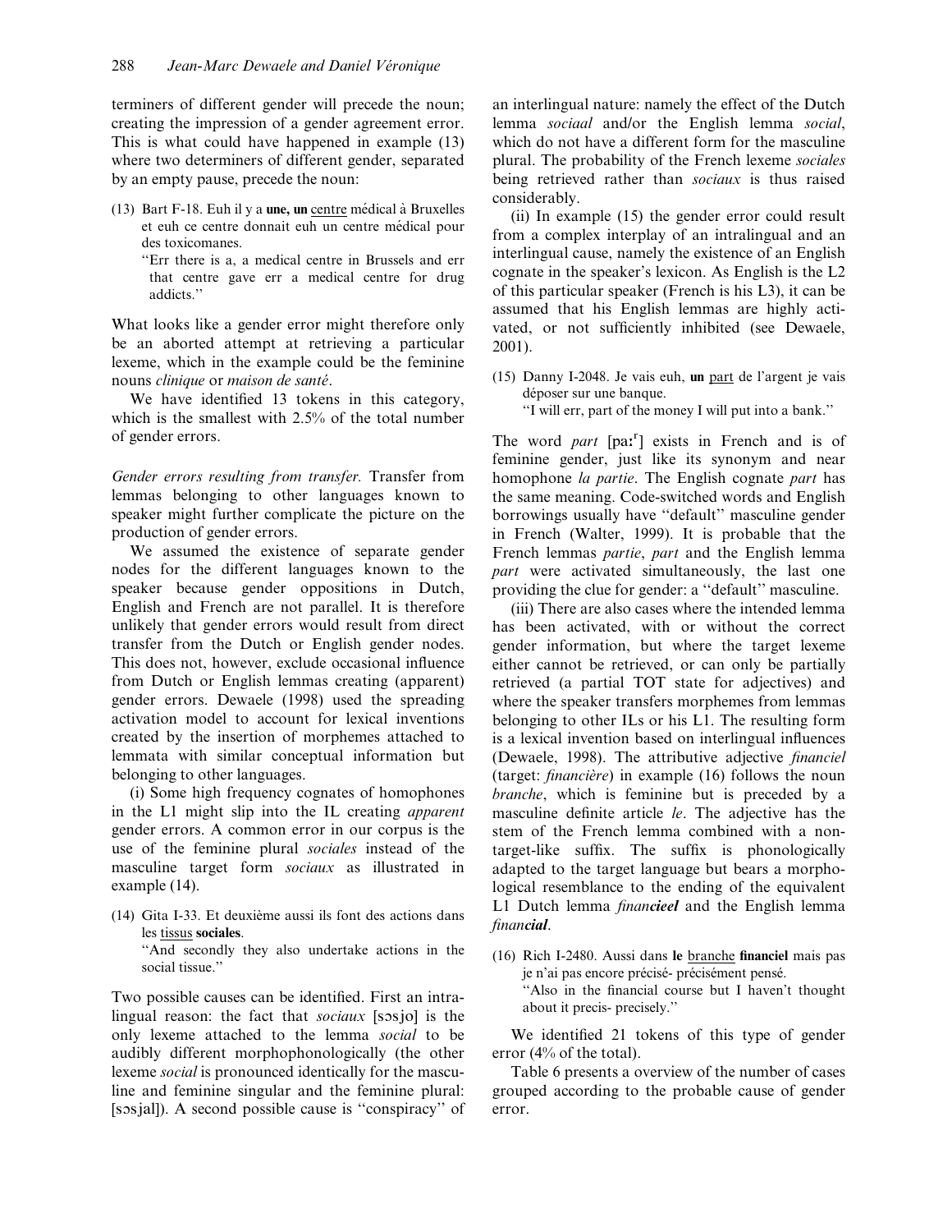terminers of different gender will precede the noun; creating the impression of a gender agreement error. This is what could have happened in example (13) where two determiners of different gender, separated by an empty pause, precede the noun:

(13) Bart F-18. Euh il y a **une, un** centre médical à Bruxelles et euh ce centre donnait euh un centre médical pour des toxicomanes.
"Err there is a, a medical centre in Brussels and err that centre gave err a medical centre for drug addicts."

What looks like a gender error might therefore only be an aborted attempt at retrieving a particular lexeme, which in the example could be the feminine nouns *clinique* or *maison de santé*.

We have identified 13 tokens in this category, which is the smallest with 2.5% of the total number of gender errors.

*Gender errors resulting from transfer.* Transfer from lemmas belonging to other languages known to speaker might further complicate the picture on the production of gender errors.

We assumed the existence of separate gender nodes for the different languages known to the speaker because gender oppositions in Dutch, English and French are not parallel. It is therefore unlikely that gender errors would result from direct transfer from the Dutch or English gender nodes. This does not, however, exclude occasional influence from Dutch or English lemmas creating (apparent) gender errors. Dewaele (1998) used the spreading activation model to account for lexical inventions created by the insertion of morphemes attached to lemmata with similar conceptual information but belonging to other languages.

(i) Some high frequency cognates of homophones in the L1 might slip into the IL creating *apparent* gender errors. A common error in our corpus is the use of the feminine plural *sociales* instead of the masculine target form *sociaux* as illustrated in example (14).

(14) Gita I-33. Et deuxième aussi ils font des actions dans les tissus **sociales**.
"And secondly they also undertake actions in the social tissue."

Two possible causes can be identified. First an intralingual reason: the fact that *sociaux* [sɔsjo] is the only lexeme attached to the lemma *social* to be audibly different morphophonologically (the other lexeme *social* is pronounced identically for the masculine and feminine singular and the feminine plural: [sɔsjal]). A second possible cause is "conspiracy" of an interlingual nature: namely the effect of the Dutch lemma *sociaal* and/or the English lemma *social*, which do not have a different form for the masculine plural. The probability of the French lexeme *sociales* being retrieved rather than *sociaux* is thus raised considerably.

(ii) In example (15) the gender error could result from a complex interplay of an intralingual and an interlingual cause, namely the existence of an English cognate in the speaker's lexicon. As English is the L2 of this particular speaker (French is his L3), it can be assumed that his English lemmas are highly activated, or not sufficiently inhibited (see Dewaele, 2001).

(15) Danny I-2048. Je vais euh, **un** part de l'argent je vais déposer sur une banque.
"I will err, part of the money I will put into a bank."

The word *part* [paːʳ] exists in French and is of feminine gender, just like its synonym and near homophone *la partie*. The English cognate *part* has the same meaning. Code-switched words and English borrowings usually have "default" masculine gender in French (Walter, 1999). It is probable that the French lemmas *partie*, *part* and the English lemma *part* were activated simultaneously, the last one providing the clue for gender: a "default" masculine.

(iii) There are also cases where the intended lemma has been activated, with or without the correct gender information, but where the target lexeme either cannot be retrieved, or can only be partially retrieved (a partial TOT state for adjectives) and where the speaker transfers morphemes from lemmas belonging to other ILs or his L1. The resulting form is a lexical invention based on interlingual influences (Dewaele, 1998). The attributive adjective *financiel* (target: *financière*) in example (16) follows the noun *branche*, which is feminine but is preceded by a masculine definite article *le*. The adjective has the stem of the French lemma combined with a non-target-like suffix. The suffix is phonologically adapted to the target language but bears a morphological resemblance to the ending of the equivalent L1 Dutch lemma *finan**cieel*** and the English lemma *finan**cial***.

(16) Rich I-2480. Aussi dans **le** branche **financiel** mais pas je n'ai pas encore précisé- précisément pensé.
"Also in the financial course but I haven't thought about it precis- precisely."

We identified 21 tokens of this type of gender error (4% of the total).

Table 6 presents a overview of the number of cases grouped according to the probable cause of gender error.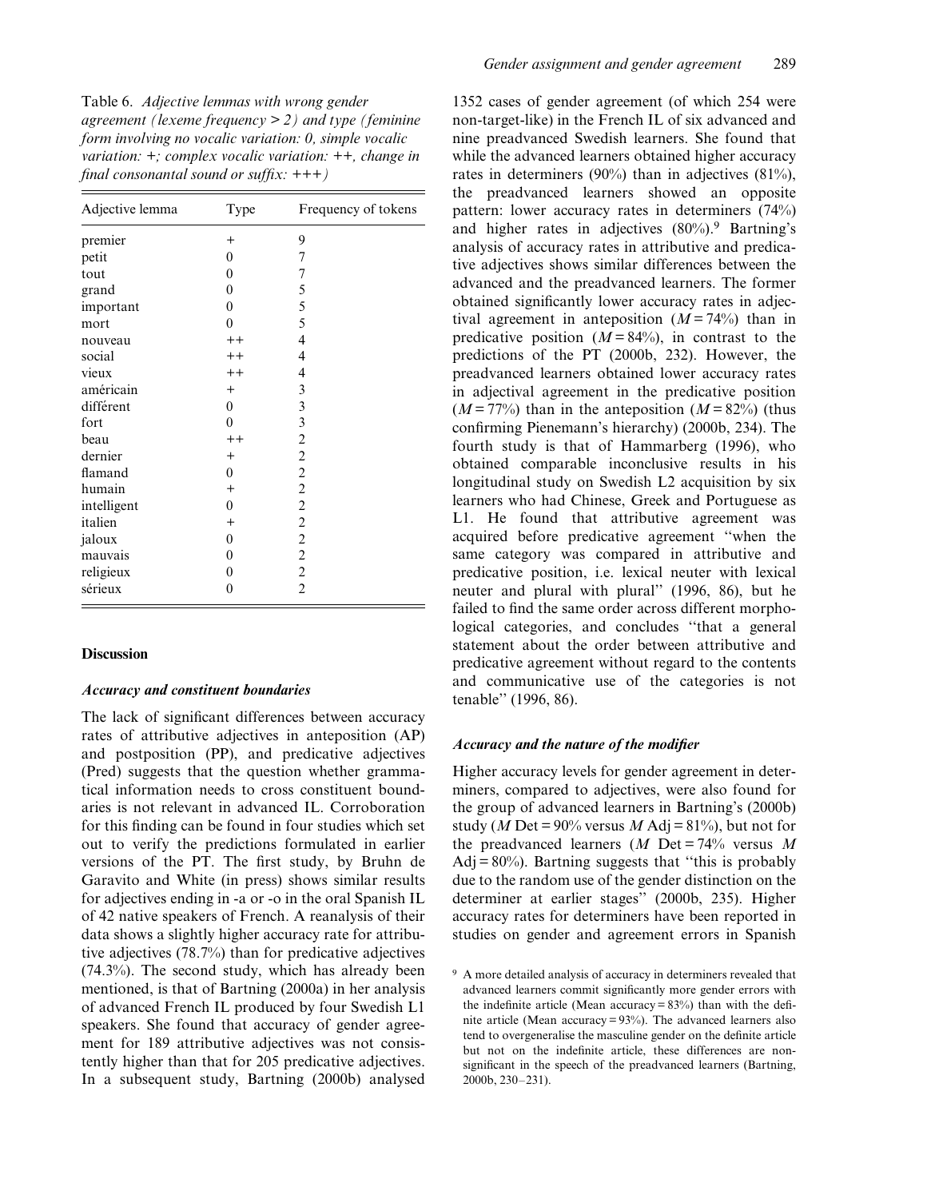Table 6. *Adjective lemmas with wrong gender agreement (lexeme frequency > 2) and type (feminine form involving no vocalic variation: 0, simple vocalic variation: +; complex vocalic variation: ++, change in final consonantal sound or suffix: +++)*

| Adjective lemma | Type | Frequency of tokens |
|---|---|---|
| premier | + | 9 |
| petit | 0 | 7 |
| tout | 0 | 7 |
| grand | 0 | 5 |
| important | 0 | 5 |
| mort | 0 | 5 |
| nouveau | ++ | 4 |
| social | ++ | 4 |
| vieux | ++ | 4 |
| américain | + | 3 |
| différent | 0 | 3 |
| fort | 0 | 3 |
| beau | ++ | 2 |
| dernier | + | 2 |
| flamand | 0 | 2 |
| humain | + | 2 |
| intelligent | 0 | 2 |
| italien | + | 2 |
| jaloux | 0 | 2 |
| mauvais | 0 | 2 |
| religieux | 0 | 2 |
| sérieux | 0 | 2 |

## Discussion

### *Accuracy and constituent boundaries*

The lack of significant differences between accuracy rates of attributive adjectives in anteposition (AP) and postposition (PP), and predicative adjectives (Pred) suggests that the question whether grammatical information needs to cross constituent boundaries is not relevant in advanced IL. Corroboration for this finding can be found in four studies which set out to verify the predictions formulated in earlier versions of the PT. The first study, by Bruhn de Garavito and White (in press) shows similar results for adjectives ending in -a or -o in the oral Spanish IL of 42 native speakers of French. A reanalysis of their data shows a slightly higher accuracy rate for attributive adjectives (78.7%) than for predicative adjectives (74.3%). The second study, which has already been mentioned, is that of Bartning (2000a) in her analysis of advanced French IL produced by four Swedish L1 speakers. She found that accuracy of gender agreement for 189 attributive adjectives was not consistently higher than that for 205 predicative adjectives. In a subsequent study, Bartning (2000b) analysed 1352 cases of gender agreement (of which 254 were non-target-like) in the French IL of six advanced and nine preadvanced Swedish learners. She found that while the advanced learners obtained higher accuracy rates in determiners (90%) than in adjectives (81%), the preadvanced learners showed an opposite pattern: lower accuracy rates in determiners (74%) and higher rates in adjectives (80%).[9] Bartning's analysis of accuracy rates in attributive and predicative adjectives shows similar differences between the advanced and the preadvanced learners. The former obtained significantly lower accuracy rates in adjectival agreement in anteposition ($M = 74\%$) than in predicative position ($M = 84\%$), in contrast to the predictions of the PT (2000b, 232). However, the preadvanced learners obtained lower accuracy rates in adjectival agreement in the predicative position ($M = 77\%$) than in the anteposition ($M = 82\%$) (thus confirming Pienemann's hierarchy) (2000b, 234). The fourth study is that of Hammarberg (1996), who obtained comparable inconclusive results in his longitudinal study on Swedish L2 acquisition by six learners who had Chinese, Greek and Portuguese as L1. He found that attributive agreement was acquired before predicative agreement "when the same category was compared in attributive and predicative position, i.e. lexical neuter with lexical neuter and plural with plural" (1996, 86), but he failed to find the same order across different morphological categories, and concludes "that a general statement about the order between attributive and predicative agreement without regard to the contents and communicative use of the categories is not tenable" (1996, 86).

### *Accuracy and the nature of the modifier*

Higher accuracy levels for gender agreement in determiners, compared to adjectives, were also found for the group of advanced learners in Bartning's (2000b) study ($M$ Det = 90% versus $M$ Adj = 81%), but not for the preadvanced learners ($M$ Det = 74% versus $M$ Adj = 80%). Bartning suggests that "this is probably due to the random use of the gender distinction on the determiner at earlier stages" (2000b, 235). Higher accuracy rates for determiners have been reported in studies on gender and agreement errors in Spanish

[9] A more detailed analysis of accuracy in determiners revealed that advanced learners commit significantly more gender errors with the indefinite article (Mean accuracy = 83%) than with the definite article (Mean accuracy = 93%). The advanced learners also tend to overgeneralise the masculine gender on the definite article but not on the indefinite article, these differences are non-significant in the speech of the preadvanced learners (Bartning, 2000b, 230–231).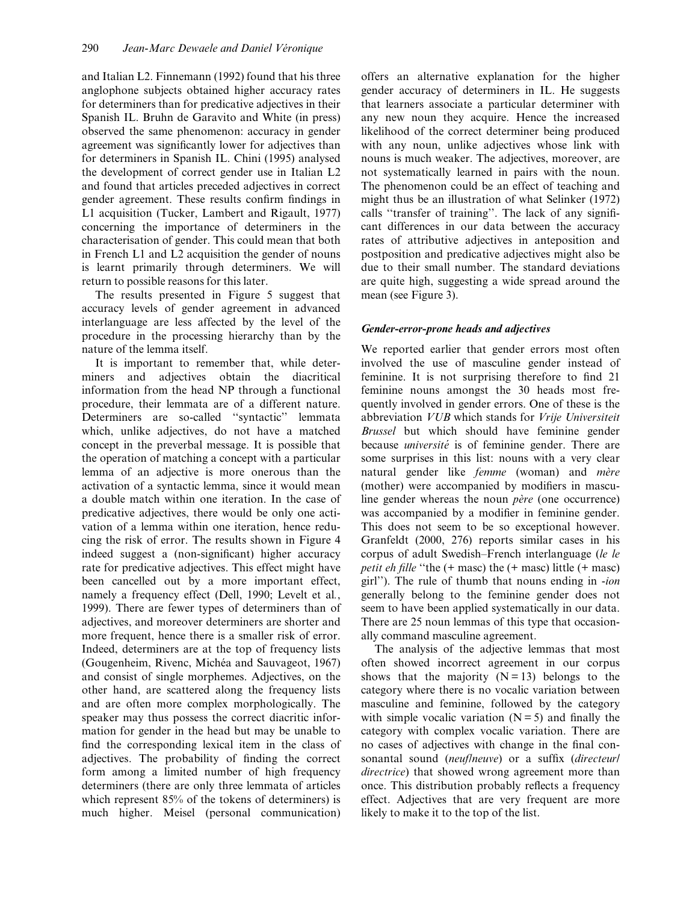and Italian L2. Finnemann (1992) found that his three anglophone subjects obtained higher accuracy rates for determiners than for predicative adjectives in their Spanish IL. Bruhn de Garavito and White (in press) observed the same phenomenon: accuracy in gender agreement was significantly lower for adjectives than for determiners in Spanish IL. Chini (1995) analysed the development of correct gender use in Italian L2 and found that articles preceded adjectives in correct gender agreement. These results confirm findings in L1 acquisition (Tucker, Lambert and Rigault, 1977) concerning the importance of determiners in the characterisation of gender. This could mean that both in French L1 and L2 acquisition the gender of nouns is learnt primarily through determiners. We will return to possible reasons for this later.

The results presented in Figure 5 suggest that accuracy levels of gender agreement in advanced interlanguage are less affected by the level of the procedure in the processing hierarchy than by the nature of the lemma itself.

It is important to remember that, while determiners and adjectives obtain the diacritical information from the head NP through a functional procedure, their lemmata are of a different nature. Determiners are so-called "syntactic" lemmata which, unlike adjectives, do not have a matched concept in the preverbal message. It is possible that the operation of matching a concept with a particular lemma of an adjective is more onerous than the activation of a syntactic lemma, since it would mean a double match within one iteration. In the case of predicative adjectives, there would be only one activation of a lemma within one iteration, hence reducing the risk of error. The results shown in Figure 4 indeed suggest a (non-significant) higher accuracy rate for predicative adjectives. This effect might have been cancelled out by a more important effect, namely a frequency effect (Dell, 1990; Levelt et al., 1999). There are fewer types of determiners than of adjectives, and moreover determiners are shorter and more frequent, hence there is a smaller risk of error. Indeed, determiners are at the top of frequency lists (Gougenheim, Rivenc, Michéa and Sauvageot, 1967) and consist of single morphemes. Adjectives, on the other hand, are scattered along the frequency lists and are often more complex morphologically. The speaker may thus possess the correct diacritic information for gender in the head but may be unable to find the corresponding lexical item in the class of adjectives. The probability of finding the correct form among a limited number of high frequency determiners (there are only three lemmata of articles which represent 85% of the tokens of determiners) is much higher. Meisel (personal communication) offers an alternative explanation for the higher gender accuracy of determiners in IL. He suggests that learners associate a particular determiner with any new noun they acquire. Hence the increased likelihood of the correct determiner being produced with any noun, unlike adjectives whose link with nouns is much weaker. The adjectives, moreover, are not systematically learned in pairs with the noun. The phenomenon could be an effect of teaching and might thus be an illustration of what Selinker (1972) calls "transfer of training". The lack of any significant differences in our data between the accuracy rates of attributive adjectives in anteposition and postposition and predicative adjectives might also be due to their small number. The standard deviations are quite high, suggesting a wide spread around the mean (see Figure 3).

### *Gender-error-prone heads and adjectives*

We reported earlier that gender errors most often involved the use of masculine gender instead of feminine. It is not surprising therefore to find 21 feminine nouns amongst the 30 heads most frequently involved in gender errors. One of these is the abbreviation *VUB* which stands for *Vrije Universiteit Brussel* but which should have feminine gender because *université* is of feminine gender. There are some surprises in this list: nouns with a very clear natural gender like *femme* (woman) and *mère* (mother) were accompanied by modifiers in masculine gender whereas the noun *père* (one occurrence) was accompanied by a modifier in feminine gender. This does not seem to be so exceptional however. Granfeldt (2000, 276) reports similar cases in his corpus of adult Swedish–French interlanguage (*le le petit eh fille* "the (+ masc) the (+ masc) little (+ masc) girl"). The rule of thumb that nouns ending in *-ion* generally belong to the feminine gender does not seem to have been applied systematically in our data. There are 25 noun lemmas of this type that occasionally command masculine agreement.

The analysis of the adjective lemmas that most often showed incorrect agreement in our corpus shows that the majority (N = 13) belongs to the category where there is no vocalic variation between masculine and feminine, followed by the category with simple vocalic variation (N = 5) and finally the category with complex vocalic variation. There are no cases of adjectives with change in the final consonantal sound (*neuf/neuve*) or a suffix (*directeur/directrice*) that showed wrong agreement more than once. This distribution probably reflects a frequency effect. Adjectives that are very frequent are more likely to make it to the top of the list.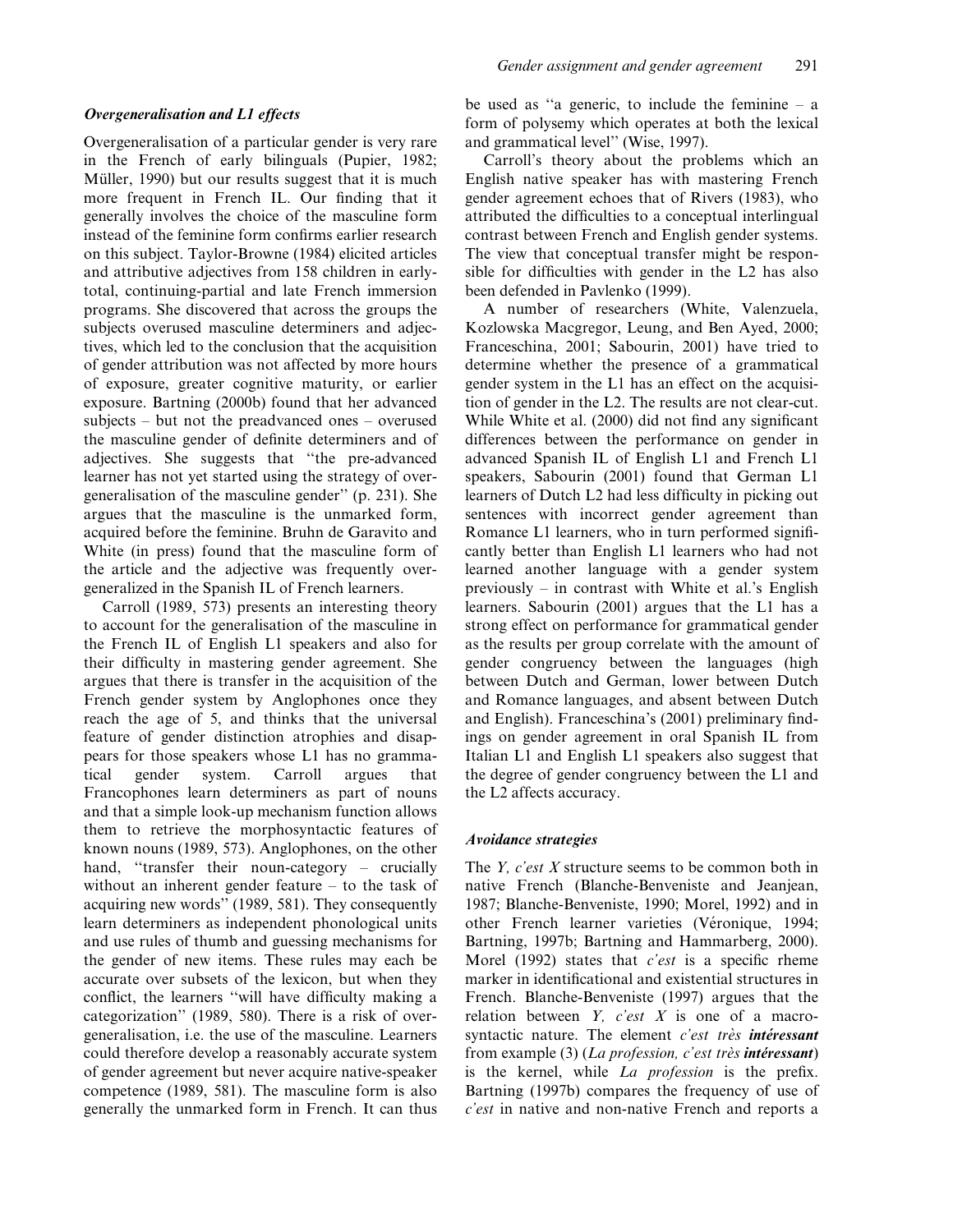### *Overgeneralisation and L1 effects*

Overgeneralisation of a particular gender is very rare in the French of early bilinguals (Pupier, 1982; Müller, 1990) but our results suggest that it is much more frequent in French IL. Our finding that it generally involves the choice of the masculine form instead of the feminine form confirms earlier research on this subject. Taylor-Browne (1984) elicited articles and attributive adjectives from 158 children in early-total, continuing-partial and late French immersion programs. She discovered that across the groups the subjects overused masculine determiners and adjectives, which led to the conclusion that the acquisition of gender attribution was not affected by more hours of exposure, greater cognitive maturity, or earlier exposure. Bartning (2000b) found that her advanced subjects – but not the preadvanced ones – overused the masculine gender of definite determiners and of adjectives. She suggests that "the pre-advanced learner has not yet started using the strategy of overgeneralisation of the masculine gender" (p. 231). She argues that the masculine is the unmarked form, acquired before the feminine. Bruhn de Garavito and White (in press) found that the masculine form of the article and the adjective was frequently overgeneralized in the Spanish IL of French learners.

Carroll (1989, 573) presents an interesting theory to account for the generalisation of the masculine in the French IL of English L1 speakers and also for their difficulty in mastering gender agreement. She argues that there is transfer in the acquisition of the French gender system by Anglophones once they reach the age of 5, and thinks that the universal feature of gender distinction atrophies and disappears for those speakers whose L1 has no grammatical gender system. Carroll argues that Francophones learn determiners as part of nouns and that a simple look-up mechanism function allows them to retrieve the morphosyntactic features of known nouns (1989, 573). Anglophones, on the other hand, "transfer their noun-category – crucially without an inherent gender feature – to the task of acquiring new words" (1989, 581). They consequently learn determiners as independent phonological units and use rules of thumb and guessing mechanisms for the gender of new items. These rules may each be accurate over subsets of the lexicon, but when they conflict, the learners "will have difficulty making a categorization" (1989, 580). There is a risk of overgeneralisation, i.e. the use of the masculine. Learners could therefore develop a reasonably accurate system of gender agreement but never acquire native-speaker competence (1989, 581). The masculine form is also generally the unmarked form in French. It can thus be used as "a generic, to include the feminine – a form of polysemy which operates at both the lexical and grammatical level" (Wise, 1997).

Carroll's theory about the problems which an English native speaker has with mastering French gender agreement echoes that of Rivers (1983), who attributed the difficulties to a conceptual interlingual contrast between French and English gender systems. The view that conceptual transfer might be responsible for difficulties with gender in the L2 has also been defended in Pavlenko (1999).

A number of researchers (White, Valenzuela, Kozlowska Macgregor, Leung, and Ben Ayed, 2000; Franceschina, 2001; Sabourin, 2001) have tried to determine whether the presence of a grammatical gender system in the L1 has an effect on the acquisition of gender in the L2. The results are not clear-cut. While White et al. (2000) did not find any significant differences between the performance on gender in advanced Spanish IL of English L1 and French L1 speakers, Sabourin (2001) found that German L1 learners of Dutch L2 had less difficulty in picking out sentences with incorrect gender agreement than Romance L1 learners, who in turn performed significantly better than English L1 learners who had not learned another language with a gender system previously – in contrast with White et al.'s English learners. Sabourin (2001) argues that the L1 has a strong effect on performance for grammatical gender as the results per group correlate with the amount of gender congruency between the languages (high between Dutch and German, lower between Dutch and Romance languages, and absent between Dutch and English). Franceschina's (2001) preliminary findings on gender agreement in oral Spanish IL from Italian L1 and English L1 speakers also suggest that the degree of gender congruency between the L1 and the L2 affects accuracy.

### *Avoidance strategies*

The *Y, c'est X* structure seems to be common both in native French (Blanche-Benveniste and Jeanjean, 1987; Blanche-Benveniste, 1990; Morel, 1992) and in other French learner varieties (Véronique, 1994; Bartning, 1997b; Bartning and Hammarberg, 2000). Morel (1992) states that *c'est* is a specific rheme marker in identificational and existential structures in French. Blanche-Benveniste (1997) argues that the relation between *Y, c'est X* is one of a macro-syntactic nature. The element *c'est très* ***intéressant*** from example (3) (*La profession, c'est très* ***intéressant***) is the kernel, while *La profession* is the prefix. Bartning (1997b) compares the frequency of use of *c'est* in native and non-native French and reports a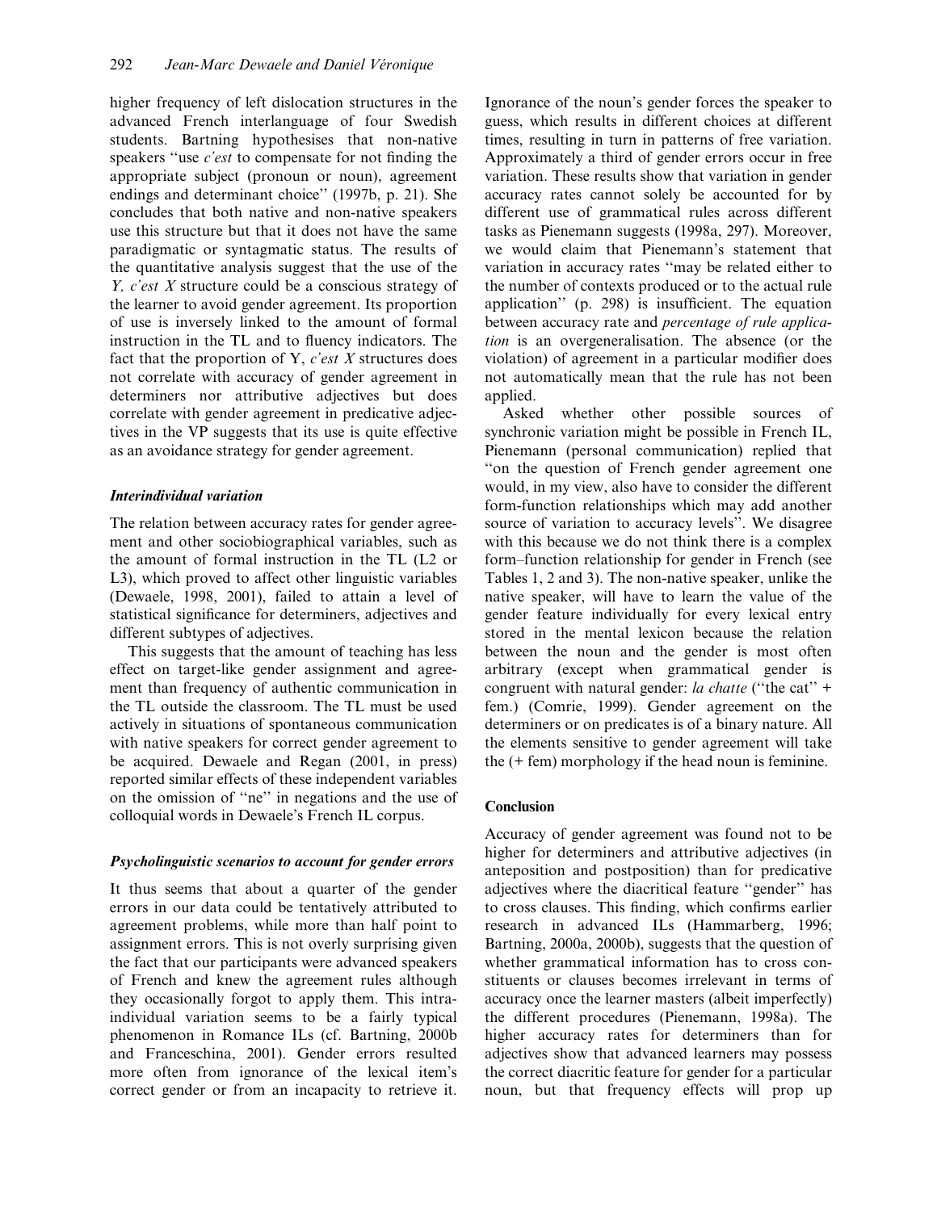higher frequency of left dislocation structures in the advanced French interlanguage of four Swedish students. Bartning hypothesises that non-native speakers "use *c'est* to compensate for not finding the appropriate subject (pronoun or noun), agreement endings and determinant choice" (1997b, p. 21). She concludes that both native and non-native speakers use this structure but that it does not have the same paradigmatic or syntagmatic status. The results of the quantitative analysis suggest that the use of the *Y, c'est X* structure could be a conscious strategy of the learner to avoid gender agreement. Its proportion of use is inversely linked to the amount of formal instruction in the TL and to fluency indicators. The fact that the proportion of Y, *c'est X* structures does not correlate with accuracy of gender agreement in determiners nor attributive adjectives but does correlate with gender agreement in predicative adjectives in the VP suggests that its use is quite effective as an avoidance strategy for gender agreement.

### *Interindividual variation*

The relation between accuracy rates for gender agreement and other sociobiographical variables, such as the amount of formal instruction in the TL (L2 or L3), which proved to affect other linguistic variables (Dewaele, 1998, 2001), failed to attain a level of statistical significance for determiners, adjectives and different subtypes of adjectives.

This suggests that the amount of teaching has less effect on target-like gender assignment and agreement than frequency of authentic communication in the TL outside the classroom. The TL must be used actively in situations of spontaneous communication with native speakers for correct gender agreement to be acquired. Dewaele and Regan (2001, in press) reported similar effects of these independent variables on the omission of "ne" in negations and the use of colloquial words in Dewaele's French IL corpus.

### *Psycholinguistic scenarios to account for gender errors*

It thus seems that about a quarter of the gender errors in our data could be tentatively attributed to agreement problems, while more than half point to assignment errors. This is not overly surprising given the fact that our participants were advanced speakers of French and knew the agreement rules although they occasionally forgot to apply them. This intra-individual variation seems to be a fairly typical phenomenon in Romance ILs (cf. Bartning, 2000b and Franceschina, 2001). Gender errors resulted more often from ignorance of the lexical item's correct gender or from an incapacity to retrieve it. Ignorance of the noun's gender forces the speaker to guess, which results in different choices at different times, resulting in turn in patterns of free variation. Approximately a third of gender errors occur in free variation. These results show that variation in gender accuracy rates cannot solely be accounted for by different use of grammatical rules across different tasks as Pienemann suggests (1998a, 297). Moreover, we would claim that Pienemann's statement that variation in accuracy rates "may be related either to the number of contexts produced or to the actual rule application" (p. 298) is insufficient. The equation between accuracy rate and *percentage of rule application* is an overgeneralisation. The absence (or the violation) of agreement in a particular modifier does not automatically mean that the rule has not been applied.

Asked whether other possible sources of synchronic variation might be possible in French IL, Pienemann (personal communication) replied that "on the question of French gender agreement one would, in my view, also have to consider the different form-function relationships which may add another source of variation to accuracy levels". We disagree with this because we do not think there is a complex form–function relationship for gender in French (see Tables 1, 2 and 3). The non-native speaker, unlike the native speaker, will have to learn the value of the gender feature individually for every lexical entry stored in the mental lexicon because the relation between the noun and the gender is most often arbitrary (except when grammatical gender is congruent with natural gender: *la chatte* ("the cat" + fem.) (Comrie, 1999). Gender agreement on the determiners or on predicates is of a binary nature. All the elements sensitive to gender agreement will take the (+ fem) morphology if the head noun is feminine.

## Conclusion

Accuracy of gender agreement was found not to be higher for determiners and attributive adjectives (in anteposition and postposition) than for predicative adjectives where the diacritical feature "gender" has to cross clauses. This finding, which confirms earlier research in advanced ILs (Hammarberg, 1996; Bartning, 2000a, 2000b), suggests that the question of whether grammatical information has to cross constituents or clauses becomes irrelevant in terms of accuracy once the learner masters (albeit imperfectly) the different procedures (Pienemann, 1998a). The higher accuracy rates for determiners than for adjectives show that advanced learners may possess the correct diacritic feature for gender for a particular noun, but that frequency effects will prop up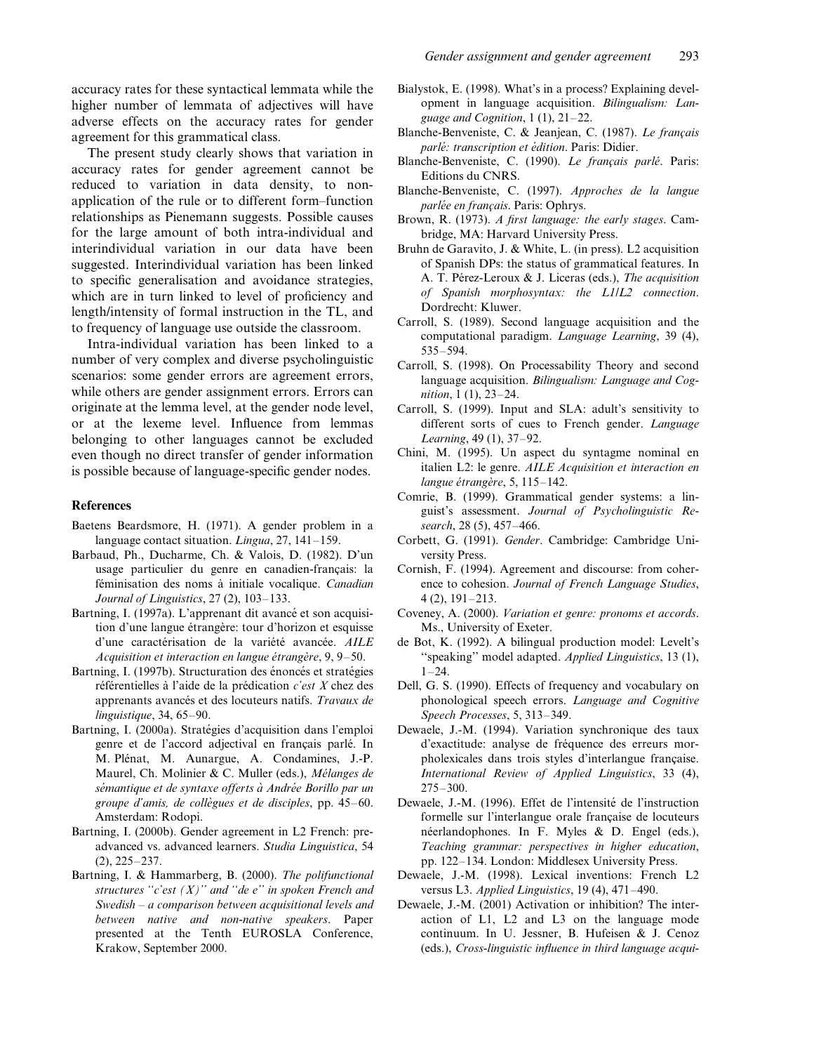accuracy rates for these syntactical lemmata while the higher number of lemmata of adjectives will have adverse effects on the accuracy rates for gender agreement for this grammatical class.

The present study clearly shows that variation in accuracy rates for gender agreement cannot be reduced to variation in data density, to non-application of the rule or to different form–function relationships as Pienemann suggests. Possible causes for the large amount of both intra-individual and interindividual variation in our data have been suggested. Interindividual variation has been linked to specific generalisation and avoidance strategies, which are in turn linked to level of proficiency and length/intensity of formal instruction in the TL, and to frequency of language use outside the classroom.

Intra-individual variation has been linked to a number of very complex and diverse psycholinguistic scenarios: some gender errors are agreement errors, while others are gender assignment errors. Errors can originate at the lemma level, at the gender node level, or at the lexeme level. Influence from lemmas belonging to other languages cannot be excluded even though no direct transfer of gender information is possible because of language-specific gender nodes.

## References

Baetens Beardsmore, H. (1971). A gender problem in a language contact situation. *Lingua*, 27, 141–159.

Barbaud, Ph., Ducharme, Ch. & Valois, D. (1982). D'un usage particulier du genre en canadien-français: la féminisation des noms à initiale vocalique. *Canadian Journal of Linguistics*, 27 (2), 103–133.

Bartning, I. (1997a). L'apprenant dit avancé et son acquisition d'une langue étrangère: tour d'horizon et esquisse d'une caractérisation de la variété avancée. *AILE Acquisition et interaction en langue étrangère*, 9, 9–50.

Bartning, I. (1997b). Structuration des énoncés et stratégies référentielles à l'aide de la prédication *c'est X* chez des apprenants avancés et des locuteurs natifs. *Travaux de linguistique*, 34, 65–90.

Bartning, I. (2000a). Stratégies d'acquisition dans l'emploi genre et de l'accord adjectival en français parlé. In M. Plénat, M. Aunargue, A. Condamines, J.-P. Maurel, Ch. Molinier & C. Muller (eds.), *Mélanges de sémantique et de syntaxe offerts à Andrée Borillo par un groupe d'amis, de collègues et de disciples*, pp. 45–60. Amsterdam: Rodopi.

Bartning, I. (2000b). Gender agreement in L2 French: pre-advanced vs. advanced learners. *Studia Linguistica*, 54 (2), 225–237.

Bartning, I. & Hammarberg, B. (2000). *The polifunctional structures "c'est (X)" and "de e" in spoken French and Swedish – a comparison between acquisitional levels and between native and non-native speakers*. Paper presented at the Tenth EUROSLA Conference, Krakow, September 2000.

Bialystok, E. (1998). What's in a process? Explaining development in language acquisition. *Bilingualism: Language and Cognition*, 1 (1), 21–22.

Blanche-Benveniste, C. & Jeanjean, C. (1987). *Le français parlé: transcription et édition*. Paris: Didier.

Blanche-Benveniste, C. (1990). *Le français parlé*. Paris: Editions du CNRS.

Blanche-Benveniste, C. (1997). *Approches de la langue parlée en français*. Paris: Ophrys.

Brown, R. (1973). *A first language: the early stages*. Cambridge, MA: Harvard University Press.

Bruhn de Garavito, J. & White, L. (in press). L2 acquisition of Spanish DPs: the status of grammatical features. In A. T. Pérez-Leroux & J. Liceras (eds.), *The acquisition of Spanish morphosyntax: the L1/L2 connection*. Dordrecht: Kluwer.

Carroll, S. (1989). Second language acquisition and the computational paradigm. *Language Learning*, 39 (4), 535–594.

Carroll, S. (1998). On Processability Theory and second language acquisition. *Bilingualism: Language and Cognition*, 1 (1), 23–24.

Carroll, S. (1999). Input and SLA: adult's sensitivity to different sorts of cues to French gender. *Language Learning*, 49 (1), 37–92.

Chini, M. (1995). Un aspect du syntagme nominal en italien L2: le genre. *AILE Acquisition et interaction en langue étrangère*, 5, 115–142.

Comrie, B. (1999). Grammatical gender systems: a linguist's assessment. *Journal of Psycholinguistic Research*, 28 (5), 457–466.

Corbett, G. (1991). *Gender*. Cambridge: Cambridge University Press.

Cornish, F. (1994). Agreement and discourse: from coherence to cohesion. *Journal of French Language Studies*, 4 (2), 191–213.

Coveney, A. (2000). *Variation et genre: pronoms et accords*. Ms., University of Exeter.

de Bot, K. (1992). A bilingual production model: Levelt's "speaking" model adapted. *Applied Linguistics*, 13 (1), 1–24.

Dell, G. S. (1990). Effects of frequency and vocabulary on phonological speech errors. *Language and Cognitive Speech Processes*, 5, 313–349.

Dewaele, J.-M. (1994). Variation synchronique des taux d'exactitude: analyse de fréquence des erreurs morpholexicales dans trois styles d'interlangue française. *International Review of Applied Linguistics*, 33 (4), 275–300.

Dewaele, J.-M. (1996). Effet de l'intensité de l'instruction formelle sur l'interlangue orale française de locuteurs néerlandophones. In F. Myles & D. Engel (eds.), *Teaching grammar: perspectives in higher education*, pp. 122–134. London: Middlesex University Press.

Dewaele, J.-M. (1998). Lexical inventions: French L2 versus L3. *Applied Linguistics*, 19 (4), 471–490.

Dewaele, J.-M. (2001) Activation or inhibition? The interaction of L1, L2 and L3 on the language mode continuum. In U. Jessner, B. Hufeisen & J. Cenoz (eds.), *Cross-linguistic influence in third language acqui-*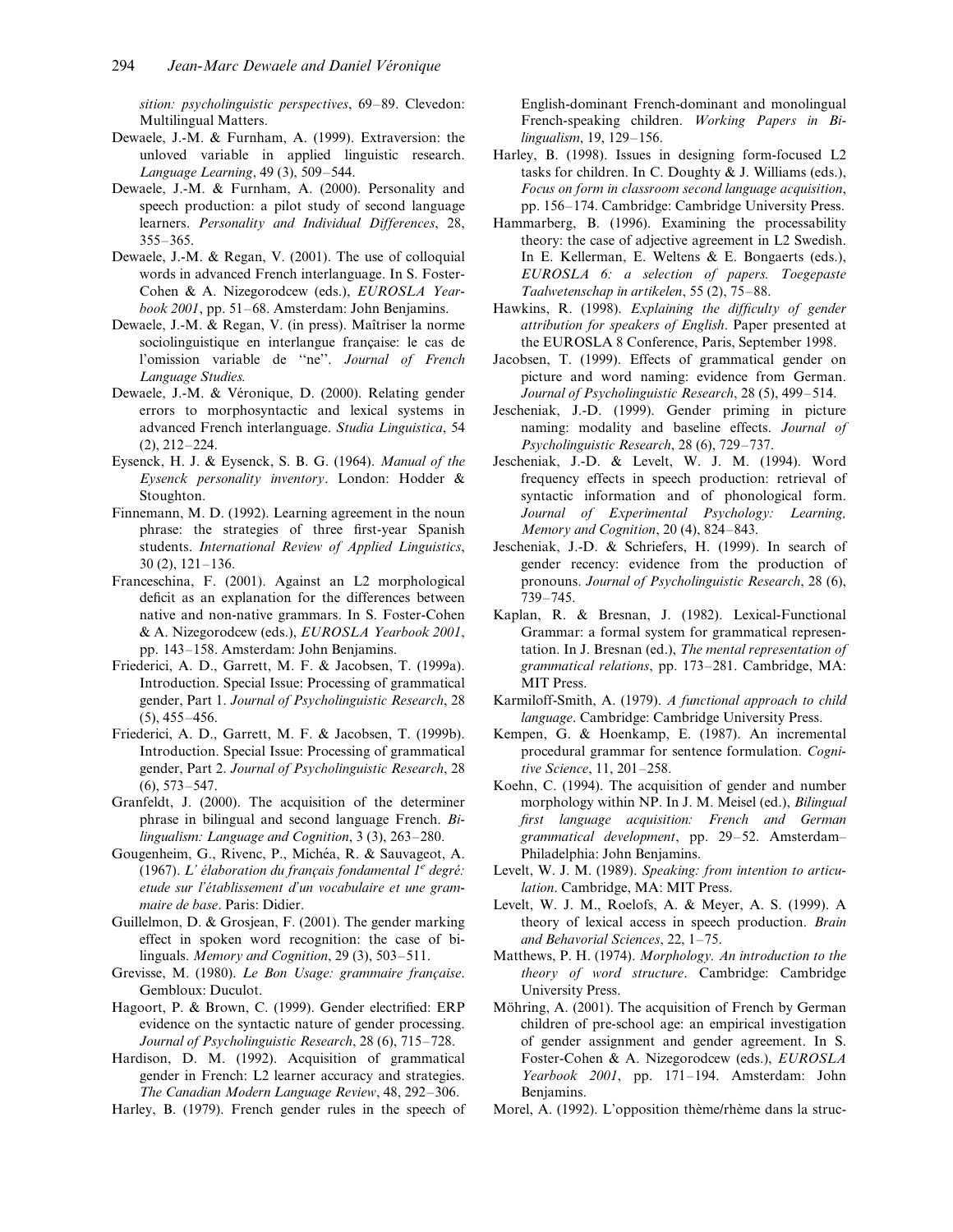*sition: psycholinguistic perspectives*, 69–89. Clevedon: Multilingual Matters.

Dewaele, J.-M. & Furnham, A. (1999). Extraversion: the unloved variable in applied linguistic research. *Language Learning*, 49 (3), 509–544.

Dewaele, J.-M. & Furnham, A. (2000). Personality and speech production: a pilot study of second language learners. *Personality and Individual Differences*, 28, 355–365.

Dewaele, J.-M. & Regan, V. (2001). The use of colloquial words in advanced French interlanguage. In S. Foster-Cohen & A. Nizegorodcew (eds.), *EUROSLA Yearbook 2001*, pp. 51–68. Amsterdam: John Benjamins.

Dewaele, J.-M. & Regan, V. (in press). Maîtriser la norme sociolinguistique en interlangue française: le cas de l'omission variable de ''ne''. *Journal of French Language Studies.*

Dewaele, J.-M. & Véronique, D. (2000). Relating gender errors to morphosyntactic and lexical systems in advanced French interlanguage. *Studia Linguistica*, 54 (2), 212–224.

Eysenck, H. J. & Eysenck, S. B. G. (1964). *Manual of the Eysenck personality inventory*. London: Hodder & Stoughton.

Finnemann, M. D. (1992). Learning agreement in the noun phrase: the strategies of three first-year Spanish students. *International Review of Applied Linguistics*, 30 (2), 121–136.

Franceschina, F. (2001). Against an L2 morphological deficit as an explanation for the differences between native and non-native grammars. In S. Foster-Cohen & A. Nizegorodcew (eds.), *EUROSLA Yearbook 2001*, pp. 143–158. Amsterdam: John Benjamins.

Friederici, A. D., Garrett, M. F. & Jacobsen, T. (1999a). Introduction. Special Issue: Processing of grammatical gender, Part 1. *Journal of Psycholinguistic Research*, 28 (5), 455–456.

Friederici, A. D., Garrett, M. F. & Jacobsen, T. (1999b). Introduction. Special Issue: Processing of grammatical gender, Part 2. *Journal of Psycholinguistic Research*, 28 (6), 573–547.

Granfeldt, J. (2000). The acquisition of the determiner phrase in bilingual and second language French. *Bilingualism: Language and Cognition*, 3 (3), 263–280.

Gougenheim, G., Rivenc, P., Michéa, R. & Sauvageot, A. (1967). *L' élaboration du français fondamental 1e degré: etude sur l'établissement d'un vocabulaire et une grammaire de base*. Paris: Didier.

Guillelmon, D. & Grosjean, F. (2001). The gender marking effect in spoken word recognition: the case of bilinguals. *Memory and Cognition*, 29 (3), 503–511.

Grevisse, M. (1980). *Le Bon Usage: grammaire française*. Gembloux: Duculot.

Hagoort, P. & Brown, C. (1999). Gender electrified: ERP evidence on the syntactic nature of gender processing. *Journal of Psycholinguistic Research*, 28 (6), 715–728.

Hardison, D. M. (1992). Acquisition of grammatical gender in French: L2 learner accuracy and strategies. *The Canadian Modern Language Review*, 48, 292–306.

Harley, B. (1979). French gender rules in the speech of English-dominant French-dominant and monolingual French-speaking children. *Working Papers in Bilingualism*, 19, 129–156.

Harley, B. (1998). Issues in designing form-focused L2 tasks for children. In C. Doughty & J. Williams (eds.), *Focus on form in classroom second language acquisition*, pp. 156–174. Cambridge: Cambridge University Press.

Hammarberg, B. (1996). Examining the processability theory: the case of adjective agreement in L2 Swedish. In E. Kellerman, E. Weltens & E. Bongaerts (eds.), *EUROSLA 6: a selection of papers. Toegepaste Taalwetenschap in artikelen*, 55 (2), 75–88.

Hawkins, R. (1998). *Explaining the difficulty of gender attribution for speakers of English*. Paper presented at the EUROSLA 8 Conference, Paris, September 1998.

Jacobsen, T. (1999). Effects of grammatical gender on picture and word naming: evidence from German. *Journal of Psycholinguistic Research*, 28 (5), 499–514.

Jescheniak, J.-D. (1999). Gender priming in picture naming: modality and baseline effects. *Journal of Psycholinguistic Research*, 28 (6), 729–737.

Jescheniak, J.-D. & Levelt, W. J. M. (1994). Word frequency effects in speech production: retrieval of syntactic information and of phonological form. *Journal of Experimental Psychology: Learning, Memory and Cognition*, 20 (4), 824–843.

Jescheniak, J.-D. & Schriefers, H. (1999). In search of gender recency: evidence from the production of pronouns. *Journal of Psycholinguistic Research*, 28 (6), 739–745.

Kaplan, R. & Bresnan, J. (1982). Lexical-Functional Grammar: a formal system for grammatical representation. In J. Bresnan (ed.), *The mental representation of grammatical relations*, pp. 173–281. Cambridge, MA: MIT Press.

Karmiloff-Smith, A. (1979). *A functional approach to child language*. Cambridge: Cambridge University Press.

Kempen, G. & Hoenkamp, E. (1987). An incremental procedural grammar for sentence formulation. *Cognitive Science*, 11, 201–258.

Koehn, C. (1994). The acquisition of gender and number morphology within NP. In J. M. Meisel (ed.), *Bilingual first language acquisition: French and German grammatical development*, pp. 29–52. Amsterdam–Philadelphia: John Benjamins.

Levelt, W. J. M. (1989). *Speaking: from intention to articulation*. Cambridge, MA: MIT Press.

Levelt, W. J. M., Roelofs, A. & Meyer, A. S. (1999). A theory of lexical access in speech production. *Brain and Behavorial Sciences*, 22, 1–75.

Matthews, P. H. (1974). *Morphology. An introduction to the theory of word structure*. Cambridge: Cambridge University Press.

Möhring, A. (2001). The acquisition of French by German children of pre-school age: an empirical investigation of gender assignment and gender agreement. In S. Foster-Cohen & A. Nizegorodcew (eds.), *EUROSLA Yearbook 2001*, pp. 171–194. Amsterdam: John Benjamins.

Morel, A. (1992). L'opposition thème/rhème dans la struc-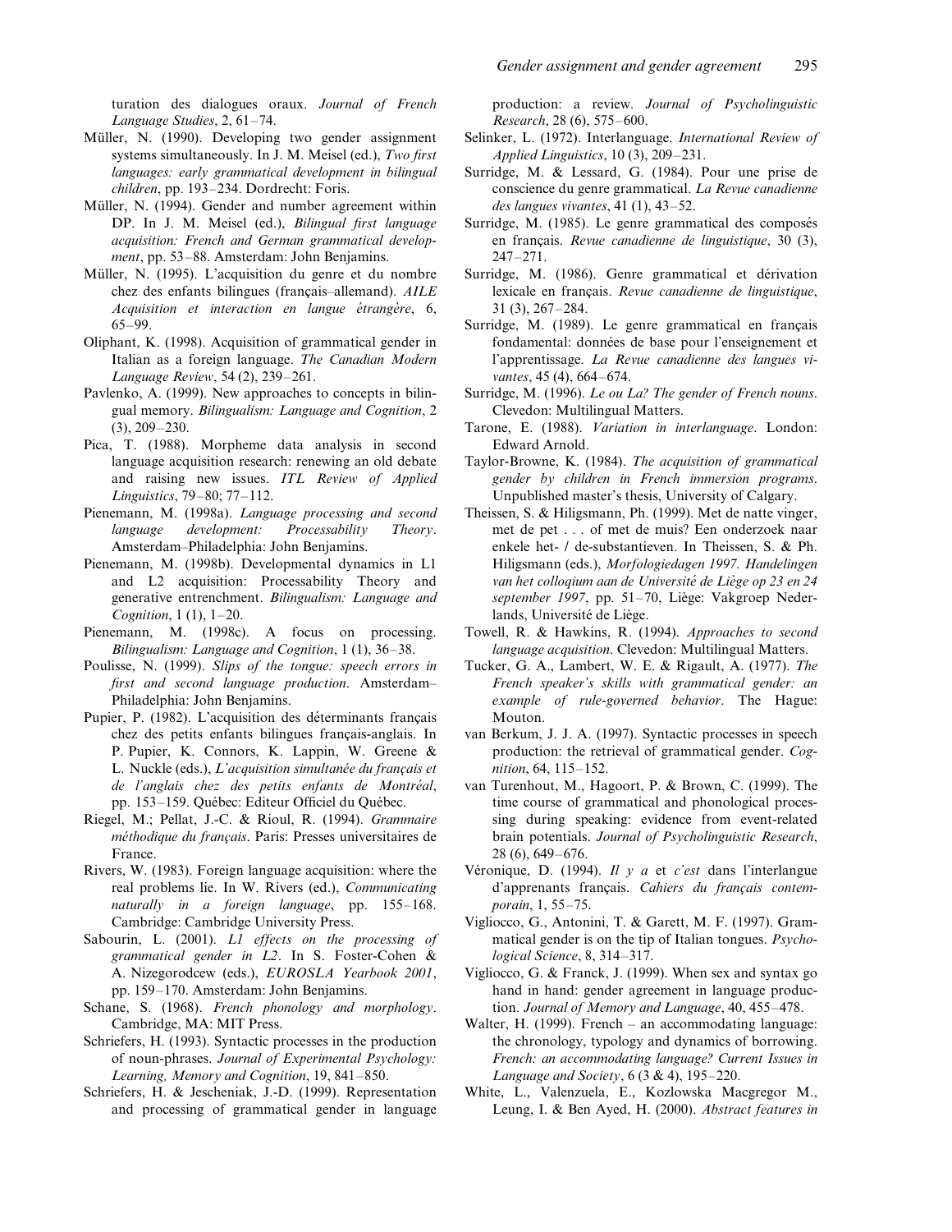turation des dialogues oraux. *Journal of French Language Studies*, 2, 61–74.

Müller, N. (1990). Developing two gender assignment systems simultaneously. In J. M. Meisel (ed.), *Two first languages: early grammatical development in bilingual children*, pp. 193–234. Dordrecht: Foris.

Müller, N. (1994). Gender and number agreement within DP. In J. M. Meisel (ed.), *Bilingual first language acquisition: French and German grammatical development*, pp. 53–88. Amsterdam: John Benjamins.

Müller, N. (1995). L'acquisition du genre et du nombre chez des enfants bilingues (français–allemand). *AILE Acquisition et interaction en langue étrangère*, 6, 65–99.

Oliphant, K. (1998). Acquisition of grammatical gender in Italian as a foreign language. *The Canadian Modern Language Review*, 54 (2), 239–261.

Pavlenko, A. (1999). New approaches to concepts in bilingual memory. *Bilingualism: Language and Cognition*, 2 (3), 209–230.

Pica, T. (1988). Morpheme data analysis in second language acquisition research: renewing an old debate and raising new issues. *ITL Review of Applied Linguistics*, 79–80; 77–112.

Pienemann, M. (1998a). *Language processing and second language development: Processability Theory*. Amsterdam–Philadelphia: John Benjamins.

Pienemann, M. (1998b). Developmental dynamics in L1 and L2 acquisition: Processability Theory and generative entrenchment. *Bilingualism: Language and Cognition*, 1 (1), 1–20.

Pienemann, M. (1998c). A focus on processing. *Bilingualism: Language and Cognition*, 1 (1), 36–38.

Poulisse, N. (1999). *Slips of the tongue: speech errors in first and second language production*. Amsterdam–Philadelphia: John Benjamins.

Pupier, P. (1982). L'acquisition des déterminants français chez des petits enfants bilingues français-anglais. In P. Pupier, K. Connors, K. Lappin, W. Greene & L. Nuckle (eds.), *L'acquisition simultanée du français et de l'anglais chez des petits enfants de Montréal*, pp. 153–159. Québec: Editeur Officiel du Québec.

Riegel, M.; Pellat, J.-C. & Rioul, R. (1994). *Grammaire méthodique du français*. Paris: Presses universitaires de France.

Rivers, W. (1983). Foreign language acquisition: where the real problems lie. In W. Rivers (ed.), *Communicating naturally in a foreign language*, pp. 155–168. Cambridge: Cambridge University Press.

Sabourin, L. (2001). *L1 effects on the processing of grammatical gender in L2*. In S. Foster-Cohen & A. Nizegorodcew (eds.), *EUROSLA Yearbook 2001*, pp. 159–170. Amsterdam: John Benjamins.

Schane, S. (1968). *French phonology and morphology*. Cambridge, MA: MIT Press.

Schriefers, H. (1993). Syntactic processes in the production of noun-phrases. *Journal of Experimental Psychology: Learning, Memory and Cognition*, 19, 841–850.

Schriefers, H. & Jescheniak, J.-D. (1999). Representation and processing of grammatical gender in language production: a review. *Journal of Psycholinguistic Research*, 28 (6), 575–600.

Selinker, L. (1972). Interlanguage. *International Review of Applied Linguistics*, 10 (3), 209–231.

Surridge, M. & Lessard, G. (1984). Pour une prise de conscience du genre grammatical. *La Revue canadienne des langues vivantes*, 41 (1), 43–52.

Surridge, M. (1985). Le genre grammatical des composés en français. *Revue canadienne de linguistique*, 30 (3), 247–271.

Surridge, M. (1986). Genre grammatical et dérivation lexicale en français. *Revue canadienne de linguistique*, 31 (3), 267–284.

Surridge, M. (1989). Le genre grammatical en français fondamental: données de base pour l'enseignement et l'apprentissage. *La Revue canadienne des langues vivantes*, 45 (4), 664–674.

Surridge, M. (1996). *Le ou La? The gender of French nouns*. Clevedon: Multilingual Matters.

Tarone, E. (1988). *Variation in interlanguage*. London: Edward Arnold.

Taylor-Browne, K. (1984). *The acquisition of grammatical gender by children in French immersion programs*. Unpublished master's thesis, University of Calgary.

Theissen, S. & Hiligsmann, Ph. (1999). Met de natte vinger, met de pet . . . of met de muis? Een onderzoek naar enkele het- / de-substantieven. In Theissen, S. & Ph. Hiligsmann (eds.), *Morfologiedagen 1997. Handelingen van het colloqium aan de Université de Liège op 23 en 24 september 1997*, pp. 51–70, Liège: Vakgroep Nederlands, Université de Liège.

Towell, R. & Hawkins, R. (1994). *Approaches to second language acquisition*. Clevedon: Multilingual Matters.

Tucker, G. A., Lambert, W. E. & Rigault, A. (1977). *The French speaker's skills with grammatical gender: an example of rule-governed behavior*. The Hague: Mouton.

van Berkum, J. J. A. (1997). Syntactic processes in speech production: the retrieval of grammatical gender. *Cognition*, 64, 115–152.

van Turenhout, M., Hagoort, P. & Brown, C. (1999). The time course of grammatical and phonological processing during speaking: evidence from event-related brain potentials. *Journal of Psycholinguistic Research*, 28 (6), 649–676.

Véronique, D. (1994). *Il y a* et *c'est* dans l'interlangue d'apprenants français. *Cahiers du français contemporain*, 1, 55–75.

Vigliocco, G., Antonini, T. & Garett, M. F. (1997). Grammatical gender is on the tip of Italian tongues. *Psychological Science*, 8, 314–317.

Vigliocco, G. & Franck, J. (1999). When sex and syntax go hand in hand: gender agreement in language production. *Journal of Memory and Language*, 40, 455–478.

Walter, H. (1999). French – an accommodating language: the chronology, typology and dynamics of borrowing. *French: an accommodating language? Current Issues in Language and Society*, 6 (3 & 4), 195–220.

White, L., Valenzuela, E., Kozlowska Macgregor M., Leung, I. & Ben Ayed, H. (2000). *Abstract features in*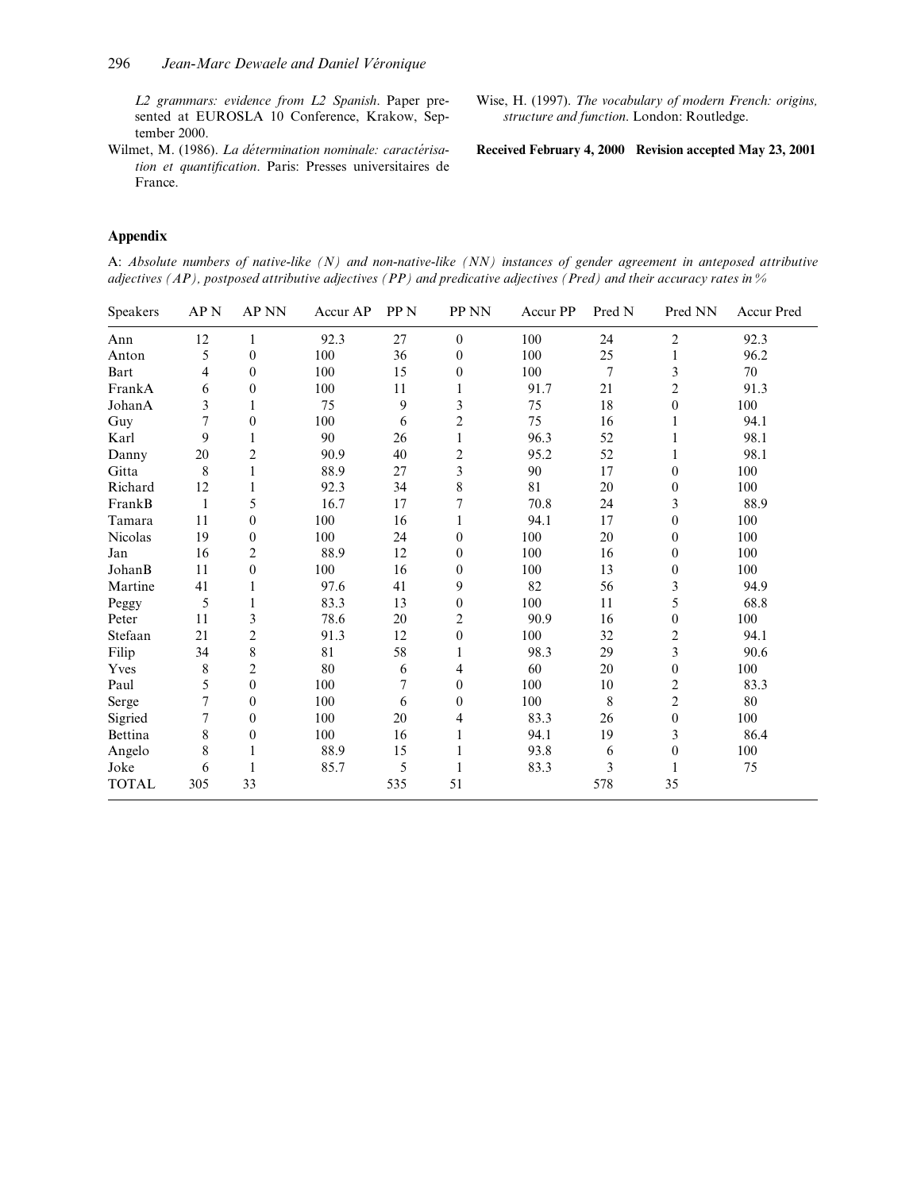*L2 grammars: evidence from L2 Spanish*. Paper presented at EUROSLA 10 Conference, Krakow, September 2000.

Wilmet, M. (1986). *La détermination nominale: caractérisation et quantification*. Paris: Presses universitaires de France.

Wise, H. (1997). *The vocabulary of modern French: origins, structure and function*. London: Routledge.

**Received February 4, 2000 Revision accepted May 23, 2001**

## Appendix

A: *Absolute numbers of native-like (N) and non-native-like (NN) instances of gender agreement in anteposed attributive adjectives (AP), postposed attributive adjectives (PP) and predicative adjectives (Pred) and their accuracy rates in %*

| Speakers | AP N | AP NN | Accur AP | PP N | PP NN | Accur PP | Pred N | Pred NN | Accur Pred |
|---|---|---|---|---|---|---|---|---|---|
| Ann | 12 | 1 | 92.3 | 27 | 0 | 100 | 24 | 2 | 92.3 |
| Anton | 5 | 0 | 100 | 36 | 0 | 100 | 25 | 1 | 96.2 |
| Bart | 4 | 0 | 100 | 15 | 0 | 100 | 7 | 3 | 70 |
| FrankA | 6 | 0 | 100 | 11 | 1 | 91.7 | 21 | 2 | 91.3 |
| JohanA | 3 | 1 | 75 | 9 | 3 | 75 | 18 | 0 | 100 |
| Guy | 7 | 0 | 100 | 6 | 2 | 75 | 16 | 1 | 94.1 |
| Karl | 9 | 1 | 90 | 26 | 1 | 96.3 | 52 | 1 | 98.1 |
| Danny | 20 | 2 | 90.9 | 40 | 2 | 95.2 | 52 | 1 | 98.1 |
| Gitta | 8 | 1 | 88.9 | 27 | 3 | 90 | 17 | 0 | 100 |
| Richard | 12 | 1 | 92.3 | 34 | 8 | 81 | 20 | 0 | 100 |
| FrankB | 1 | 5 | 16.7 | 17 | 7 | 70.8 | 24 | 3 | 88.9 |
| Tamara | 11 | 0 | 100 | 16 | 1 | 94.1 | 17 | 0 | 100 |
| Nicolas | 19 | 0 | 100 | 24 | 0 | 100 | 20 | 0 | 100 |
| Jan | 16 | 2 | 88.9 | 12 | 0 | 100 | 16 | 0 | 100 |
| JohanB | 11 | 0 | 100 | 16 | 0 | 100 | 13 | 0 | 100 |
| Martine | 41 | 1 | 97.6 | 41 | 9 | 82 | 56 | 3 | 94.9 |
| Peggy | 5 | 1 | 83.3 | 13 | 0 | 100 | 11 | 5 | 68.8 |
| Peter | 11 | 3 | 78.6 | 20 | 2 | 90.9 | 16 | 0 | 100 |
| Stefaan | 21 | 2 | 91.3 | 12 | 0 | 100 | 32 | 2 | 94.1 |
| Filip | 34 | 8 | 81 | 58 | 1 | 98.3 | 29 | 3 | 90.6 |
| Yves | 8 | 2 | 80 | 6 | 4 | 60 | 20 | 0 | 100 |
| Paul | 5 | 0 | 100 | 7 | 0 | 100 | 10 | 2 | 83.3 |
| Serge | 7 | 0 | 100 | 6 | 0 | 100 | 8 | 2 | 80 |
| Sigried | 7 | 0 | 100 | 20 | 4 | 83.3 | 26 | 0 | 100 |
| Bettina | 8 | 0 | 100 | 16 | 1 | 94.1 | 19 | 3 | 86.4 |
| Angelo | 8 | 1 | 88.9 | 15 | 1 | 93.8 | 6 | 0 | 100 |
| Joke | 6 | 1 | 85.7 | 5 | 1 | 83.3 | 3 | 1 | 75 |
| TOTAL | 305 | 33 | | 535 | 51 | | 578 | 35 | |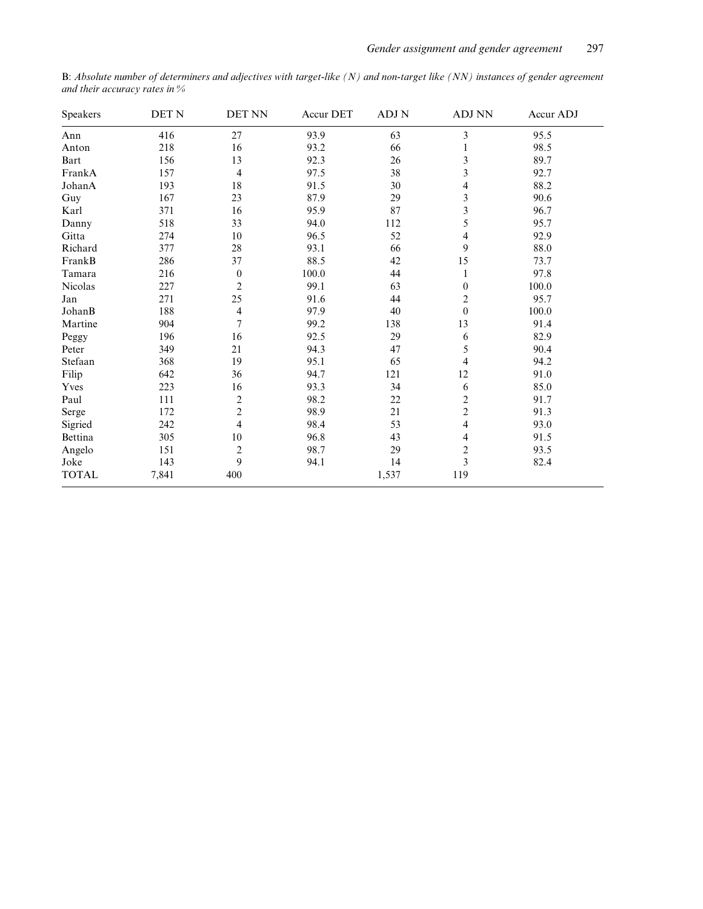B: *Absolute number of determiners and adjectives with target-like (N) and non-target like (NN) instances of gender agreement and their accuracy rates in %*

| Speakers | DET N | DET NN | Accur DET | ADJ N | ADJ NN | Accur ADJ |
|---|---|---|---|---|---|---|
| Ann | 416 | 27 | 93.9 | 63 | 3 | 95.5 |
| Anton | 218 | 16 | 93.2 | 66 | 1 | 98.5 |
| Bart | 156 | 13 | 92.3 | 26 | 3 | 89.7 |
| FrankA | 157 | 4 | 97.5 | 38 | 3 | 92.7 |
| JohanA | 193 | 18 | 91.5 | 30 | 4 | 88.2 |
| Guy | 167 | 23 | 87.9 | 29 | 3 | 90.6 |
| Karl | 371 | 16 | 95.9 | 87 | 3 | 96.7 |
| Danny | 518 | 33 | 94.0 | 112 | 5 | 95.7 |
| Gitta | 274 | 10 | 96.5 | 52 | 4 | 92.9 |
| Richard | 377 | 28 | 93.1 | 66 | 9 | 88.0 |
| FrankB | 286 | 37 | 88.5 | 42 | 15 | 73.7 |
| Tamara | 216 | 0 | 100.0 | 44 | 1 | 97.8 |
| Nicolas | 227 | 2 | 99.1 | 63 | 0 | 100.0 |
| Jan | 271 | 25 | 91.6 | 44 | 2 | 95.7 |
| JohanB | 188 | 4 | 97.9 | 40 | 0 | 100.0 |
| Martine | 904 | 7 | 99.2 | 138 | 13 | 91.4 |
| Peggy | 196 | 16 | 92.5 | 29 | 6 | 82.9 |
| Peter | 349 | 21 | 94.3 | 47 | 5 | 90.4 |
| Stefaan | 368 | 19 | 95.1 | 65 | 4 | 94.2 |
| Filip | 642 | 36 | 94.7 | 121 | 12 | 91.0 |
| Yves | 223 | 16 | 93.3 | 34 | 6 | 85.0 |
| Paul | 111 | 2 | 98.2 | 22 | 2 | 91.7 |
| Serge | 172 | 2 | 98.9 | 21 | 2 | 91.3 |
| Sigried | 242 | 4 | 98.4 | 53 | 4 | 93.0 |
| Bettina | 305 | 10 | 96.8 | 43 | 4 | 91.5 |
| Angelo | 151 | 2 | 98.7 | 29 | 2 | 93.5 |
| Joke | 143 | 9 | 94.1 | 14 | 3 | 82.4 |
| TOTAL | 7,841 | 400 | | 1,537 | 119 | |